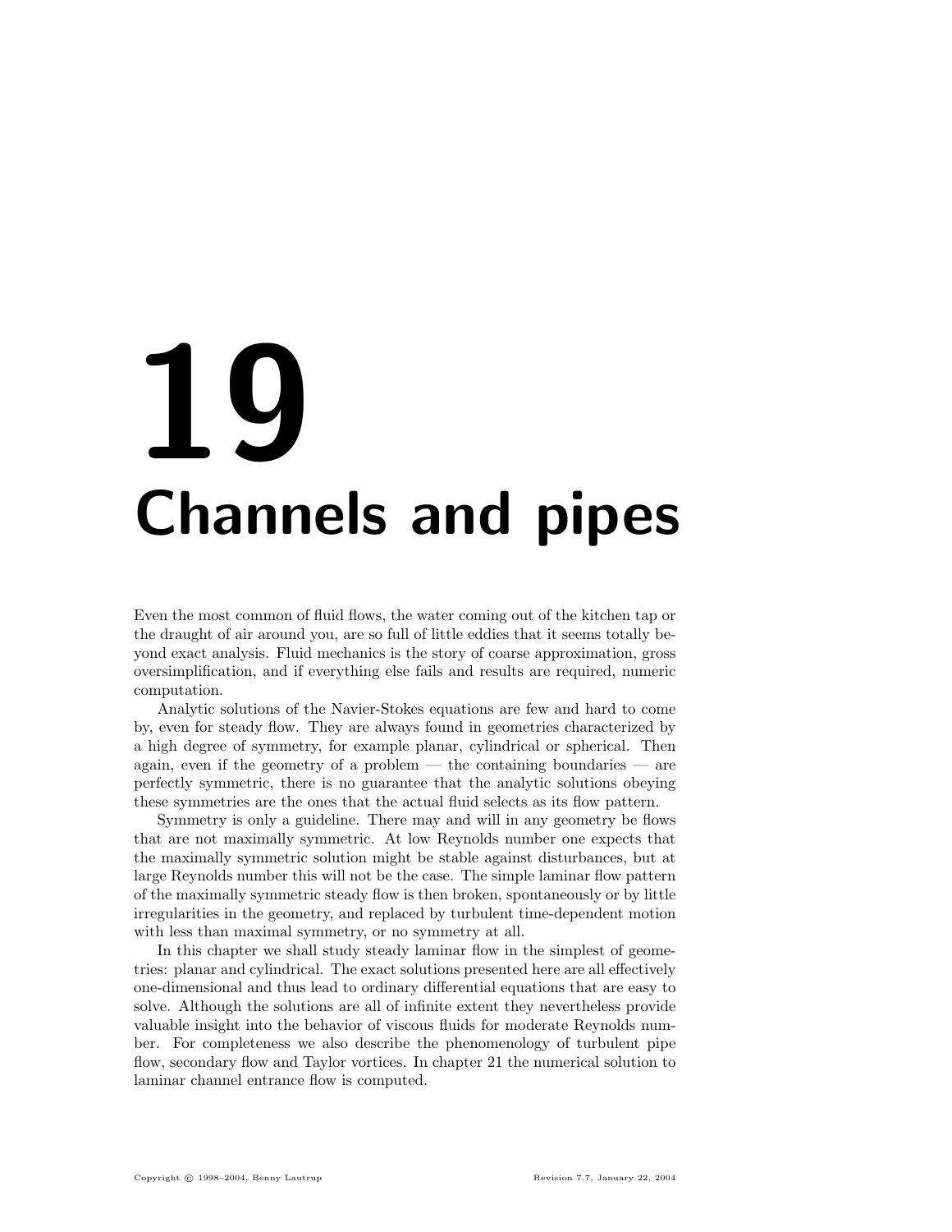# 19 Channels and pipes

Even the most common of fluid flows, the water coming out of the kitchen tap or the draught of air around you, are so full of little eddies that it seems totally beyond exact analysis. Fluid mechanics is the story of coarse approximation, gross oversimplification, and if everything else fails and results are required, numeric computation.

Analytic solutions of the Navier-Stokes equations are few and hard to come by, even for steady flow. They are always found in geometries characterized by a high degree of symmetry, for example planar, cylindrical or spherical. Then again, even if the geometry of a problem — the containing boundaries — are perfectly symmetric, there is no guarantee that the analytic solutions obeying these symmetries are the ones that the actual fluid selects as its flow pattern.

Symmetry is only a guideline. There may and will in any geometry be flows that are not maximally symmetric. At low Reynolds number one expects that the maximally symmetric solution might be stable against disturbances, but at large Reynolds number this will not be the case. The simple laminar flow pattern of the maximally symmetric steady flow is then broken, spontaneously or by little irregularities in the geometry, and replaced by turbulent time-dependent motion with less than maximal symmetry, or no symmetry at all.

In this chapter we shall study steady laminar flow in the simplest of geometries: planar and cylindrical. The exact solutions presented here are all effectively one-dimensional and thus lead to ordinary differential equations that are easy to solve. Although the solutions are all of infinite extent they nevertheless provide valuable insight into the behavior of viscous fluids for moderate Reynolds number. For completeness we also describe the phenomenology of turbulent pipe flow, secondary flow and Taylor vortices. In chapter 21 the numerical solution to laminar channel entrance flow is computed.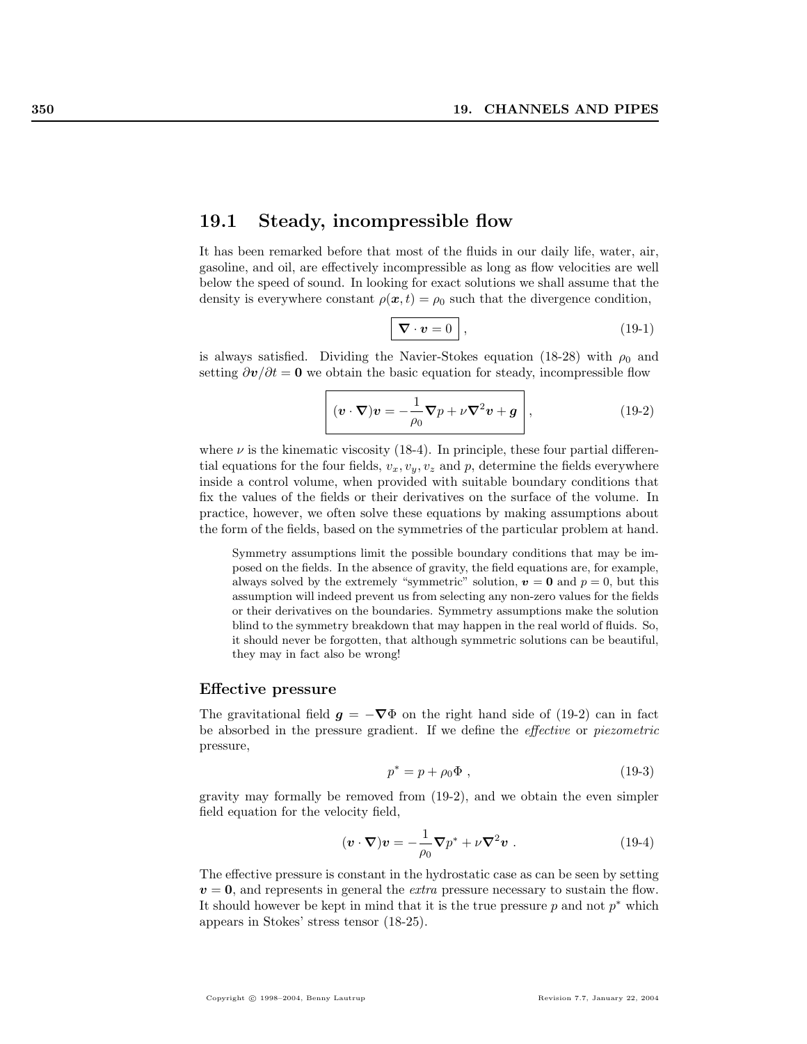## 19.1 Steady, incompressible flow

It has been remarked before that most of the fluids in our daily life, water, air, gasoline, and oil, are effectively incompressible as long as flow velocities are well below the speed of sound. In looking for exact solutions we shall assume that the density is everywhere constant $\rho(\boldsymbol{x}, t) = \rho_0$ such that the divergence condition,

$$\boxed{\boldsymbol{\nabla} \cdot \boldsymbol{v} = 0}\ , \tag{19-1}$$

is always satisfied. Dividing the Navier-Stokes equation (18-28) with $\rho_0$ and setting $\partial \boldsymbol{v}/\partial t = \boldsymbol{0}$ we obtain the basic equation for steady, incompressible flow

$$\boxed{(\boldsymbol{v} \cdot \boldsymbol{\nabla})\boldsymbol{v} = -\frac{1}{\rho_0}\boldsymbol{\nabla} p + \nu \boldsymbol{\nabla}^2 \boldsymbol{v} + \boldsymbol{g}}\ , \tag{19-2}$$

where $\nu$ is the kinematic viscosity (18-4). In principle, these four partial differential equations for the four fields, $v_x, v_y, v_z$ and $p$, determine the fields everywhere inside a control volume, when provided with suitable boundary conditions that fix the values of the fields or their derivatives on the surface of the volume. In practice, however, we often solve these equations by making assumptions about the form of the fields, based on the symmetries of the particular problem at hand.

> Symmetry assumptions limit the possible boundary conditions that may be imposed on the fields. In the absence of gravity, the field equations are, for example, always solved by the extremely "symmetric" solution, $\boldsymbol{v} = \boldsymbol{0}$ and $p = 0$, but this assumption will indeed prevent us from selecting any non-zero values for the fields or their derivatives on the boundaries. Symmetry assumptions make the solution blind to the symmetry breakdown that may happen in the real world of fluids. So, it should never be forgotten, that although symmetric solutions can be beautiful, they may in fact also be wrong!

### Effective pressure

The gravitational field $\boldsymbol{g} = -\boldsymbol{\nabla}\Phi$ on the right hand side of (19-2) can in fact be absorbed in the pressure gradient. If we define the *effective* or *piezometric* pressure,

$$p^* = p + \rho_0 \Phi\ , \tag{19-3}$$

gravity may formally be removed from (19-2), and we obtain the even simpler field equation for the velocity field,

$$(\boldsymbol{v} \cdot \boldsymbol{\nabla})\boldsymbol{v} = -\frac{1}{\rho_0}\boldsymbol{\nabla} p^* + \nu \boldsymbol{\nabla}^2 \boldsymbol{v}\ . \tag{19-4}$$

The effective pressure is constant in the hydrostatic case as can be seen by setting $\boldsymbol{v} = \boldsymbol{0}$, and represents in general the *extra* pressure necessary to sustain the flow. It should however be kept in mind that it is the true pressure $p$ and not $p^*$ which appears in Stokes' stress tensor (18-25).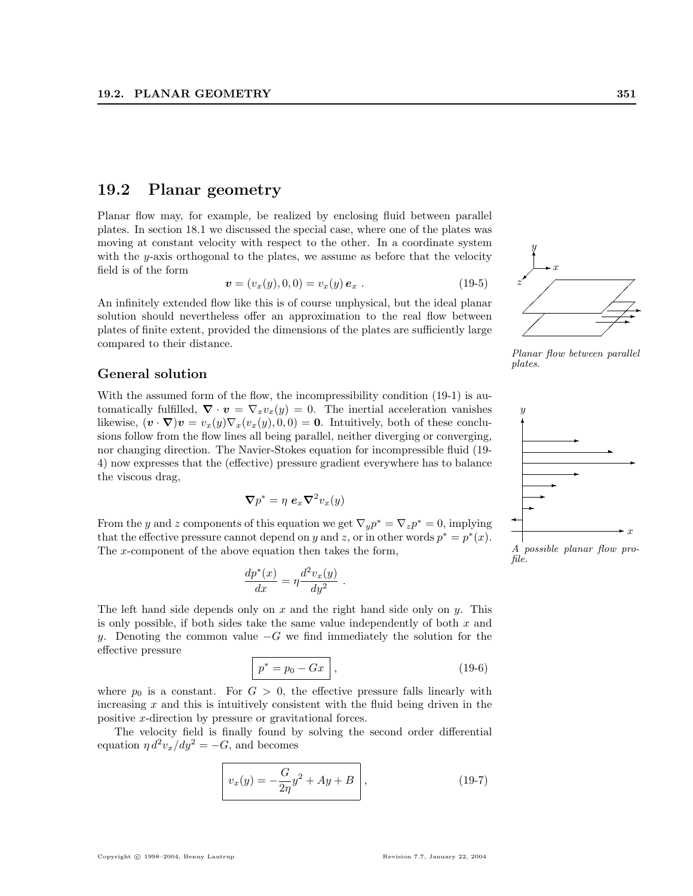## 19.2 Planar geometry

Planar flow may, for example, be realized by enclosing fluid between parallel plates. In section 18.1 we discussed the special case, where one of the plates was moving at constant velocity with respect to the other. In a coordinate system with the $y$-axis orthogonal to the plates, we assume as before that the velocity field is of the form

$$\boldsymbol{v} = (v_x(y), 0, 0) = v_x(y)\, \boldsymbol{e}_x \; . \qquad \text{(19-5)}$$

An infinitely extended flow like this is of course unphysical, but the ideal planar solution should nevertheless offer an approximation to the real flow between plates of finite extent, provided the dimensions of the plates are sufficiently large compared to their distance.

*Planar flow between parallel plates.*

### General solution

With the assumed form of the flow, the incompressibility condition (19-1) is automatically fulfilled, $\boldsymbol{\nabla} \cdot \boldsymbol{v} = \nabla_x v_x(y) = 0$. The inertial acceleration vanishes likewise, $(\boldsymbol{v} \cdot \boldsymbol{\nabla})\boldsymbol{v} = v_x(y)\nabla_x(v_x(y), 0, 0) = \boldsymbol{0}$. Intuitively, both of these conclusions follow from the flow lines all being parallel, neither diverging or converging, nor changing direction. The Navier-Stokes equation for incompressible fluid (19-4) now expresses that the (effective) pressure gradient everywhere has to balance the viscous drag,

$$\boldsymbol{\nabla} p^* = \eta\; \boldsymbol{e}_x \boldsymbol{\nabla}^2 v_x(y)$$

From the $y$ and $z$ components of this equation we get $\nabla_y p^* = \nabla_z p^* = 0$, implying that the effective pressure cannot depend on $y$ and $z$, or in other words $p^* = p^*(x)$. The $x$-component of the above equation then takes the form,

$$\frac{dp^*(x)}{dx} = \eta \frac{d^2 v_x(y)}{dy^2} \; .$$

*A possible planar flow profile.*

The left hand side depends only on $x$ and the right hand side only on $y$. This is only possible, if both sides take the same value independently of both $x$ and $y$. Denoting the common value $-G$ we find immediately the solution for the effective pressure

$$\boxed{p^* = p_0 - Gx} \; , \qquad \text{(19-6)}$$

where $p_0$ is a constant. For $G > 0$, the effective pressure falls linearly with increasing $x$ and this is intuitively consistent with the fluid being driven in the positive $x$-direction by pressure or gravitational forces.

The velocity field is finally found by solving the second order differential equation $\eta\, d^2 v_x/dy^2 = -G$, and becomes

$$\boxed{v_x(y) = -\frac{G}{2\eta} y^2 + Ay + B} \; , \qquad \text{(19-7)}$$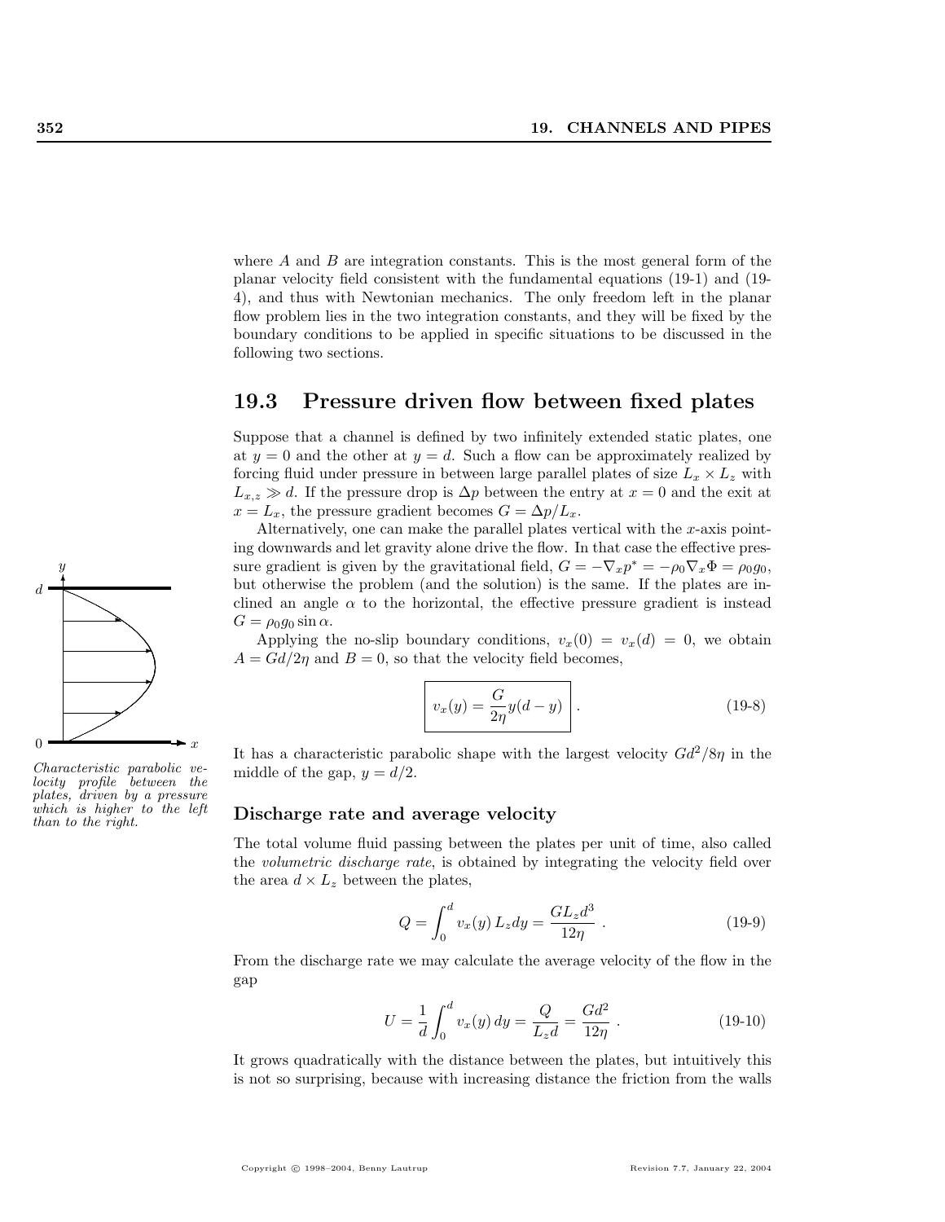where $A$ and $B$ are integration constants. This is the most general form of the planar velocity field consistent with the fundamental equations (19-1) and (19-4), and thus with Newtonian mechanics. The only freedom left in the planar flow problem lies in the two integration constants, and they will be fixed by the boundary conditions to be applied in specific situations to be discussed in the following two sections.

## 19.3 Pressure driven flow between fixed plates

Suppose that a channel is defined by two infinitely extended static plates, one at $y = 0$ and the other at $y = d$. Such a flow can be approximately realized by forcing fluid under pressure in between large parallel plates of size $L_x \times L_z$ with $L_{x,z} \gg d$. If the pressure drop is $\Delta p$ between the entry at $x = 0$ and the exit at $x = L_x$, the pressure gradient becomes $G = \Delta p / L_x$.

Alternatively, one can make the parallel plates vertical with the $x$-axis pointing downwards and let gravity alone drive the flow. In that case the effective pressure gradient is given by the gravitational field, $G = -\nabla_x p^* = -\rho_0 \nabla_x \Phi = \rho_0 g_0$, but otherwise the problem (and the solution) is the same. If the plates are inclined an angle $\alpha$ to the horizontal, the effective pressure gradient is instead $G = \rho_0 g_0 \sin \alpha$.

Applying the no-slip boundary conditions, $v_x(0) = v_x(d) = 0$, we obtain $A = Gd/2\eta$ and $B = 0$, so that the velocity field becomes,

$$\boxed{v_x(y) = \frac{G}{2\eta} y(d - y)} \ . \tag{19-8}$$

*Characteristic parabolic velocity profile between the plates, driven by a pressure which is higher to the left than to the right.*

It has a characteristic parabolic shape with the largest velocity $Gd^2/8\eta$ in the middle of the gap, $y = d/2$.

### Discharge rate and average velocity

The total volume fluid passing between the plates per unit of time, also called the *volumetric discharge rate*, is obtained by integrating the velocity field over the area $d \times L_z$ between the plates,

$$Q = \int_0^d v_x(y)\, L_z dy = \frac{G L_z d^3}{12\eta} \ . \tag{19-9}$$

From the discharge rate we may calculate the average velocity of the flow in the gap

$$U = \frac{1}{d} \int_0^d v_x(y)\, dy = \frac{Q}{L_z d} = \frac{G d^2}{12\eta} \ . \tag{19-10}$$

It grows quadratically with the distance between the plates, but intuitively this is not so surprising, because with increasing distance the friction from the walls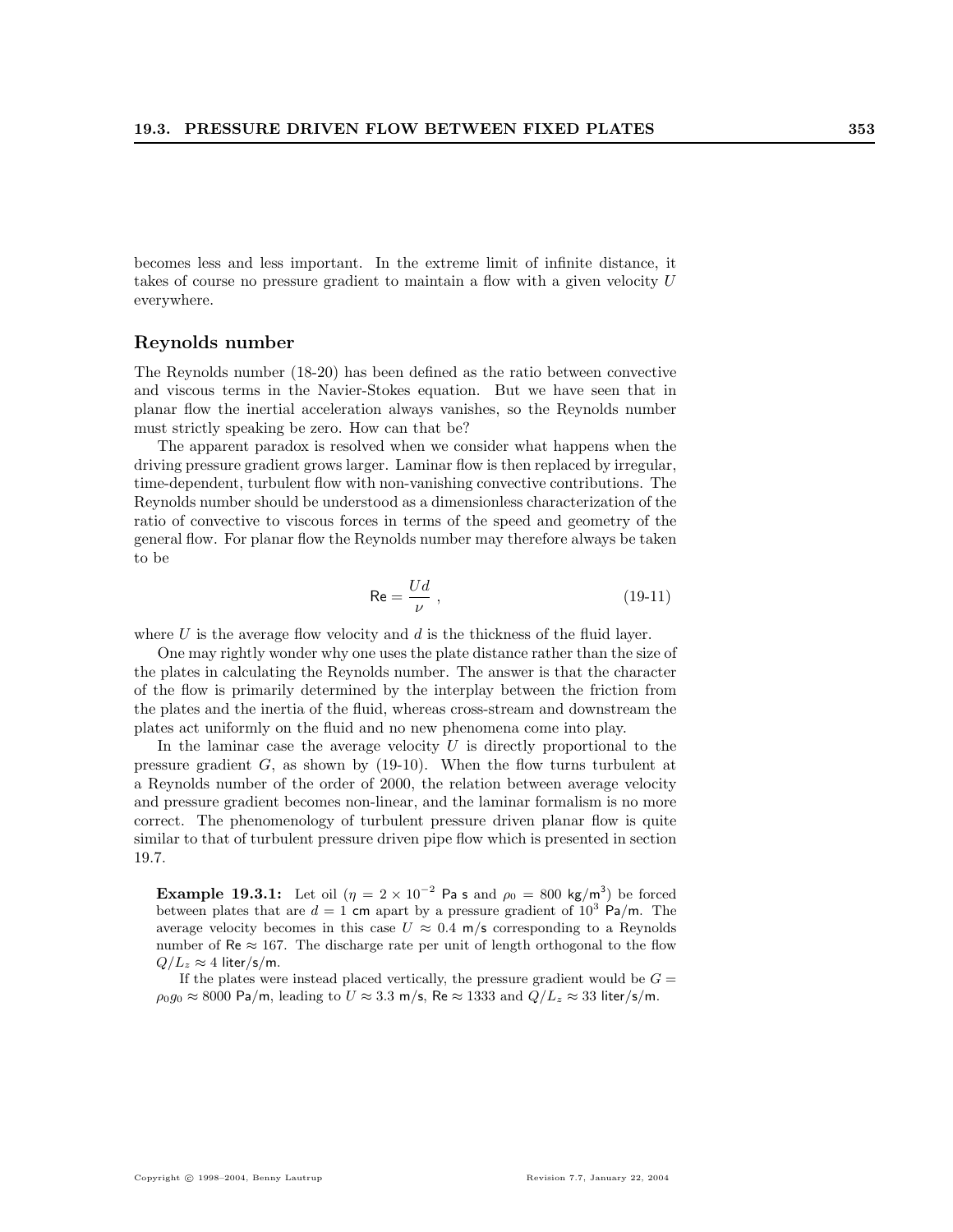becomes less and less important. In the extreme limit of infinite distance, it takes of course no pressure gradient to maintain a flow with a given velocity $U$ everywhere.

## Reynolds number

The Reynolds number (18-20) has been defined as the ratio between convective and viscous terms in the Navier-Stokes equation. But we have seen that in planar flow the inertial acceleration always vanishes, so the Reynolds number must strictly speaking be zero. How can that be?

The apparent paradox is resolved when we consider what happens when the driving pressure gradient grows larger. Laminar flow is then replaced by irregular, time-dependent, turbulent flow with non-vanishing convective contributions. The Reynolds number should be understood as a dimensionless characterization of the ratio of convective to viscous forces in terms of the speed and geometry of the general flow. For planar flow the Reynolds number may therefore always be taken to be

$$\mathsf{Re} = \frac{Ud}{\nu} \ , \tag{19-11}$$

where $U$ is the average flow velocity and $d$ is the thickness of the fluid layer.

One may rightly wonder why one uses the plate distance rather than the size of the plates in calculating the Reynolds number. The answer is that the character of the flow is primarily determined by the interplay between the friction from the plates and the inertia of the fluid, whereas cross-stream and downstream the plates act uniformly on the fluid and no new phenomena come into play.

In the laminar case the average velocity $U$ is directly proportional to the pressure gradient $G$, as shown by (19-10). When the flow turns turbulent at a Reynolds number of the order of 2000, the relation between average velocity and pressure gradient becomes non-linear, and the laminar formalism is no more correct. The phenomenology of turbulent pressure driven planar flow is quite similar to that of turbulent pressure driven pipe flow which is presented in section 19.7.

**Example 19.3.1:** Let oil ($\eta = 2 \times 10^{-2}$ Pa s and $\rho_0 = 800$ kg/m$^3$) be forced between plates that are $d = 1$ cm apart by a pressure gradient of $10^3$ Pa/m. The average velocity becomes in this case $U \approx 0.4$ m/s corresponding to a Reynolds number of $\mathsf{Re} \approx 167$. The discharge rate per unit of length orthogonal to the flow $Q/L_z \approx 4$ liter/s/m.

If the plates were instead placed vertically, the pressure gradient would be $G = \rho_0 g_0 \approx 8000$ Pa/m, leading to $U \approx 3.3$ m/s, $\mathsf{Re} \approx 1333$ and $Q/L_z \approx 33$ liter/s/m.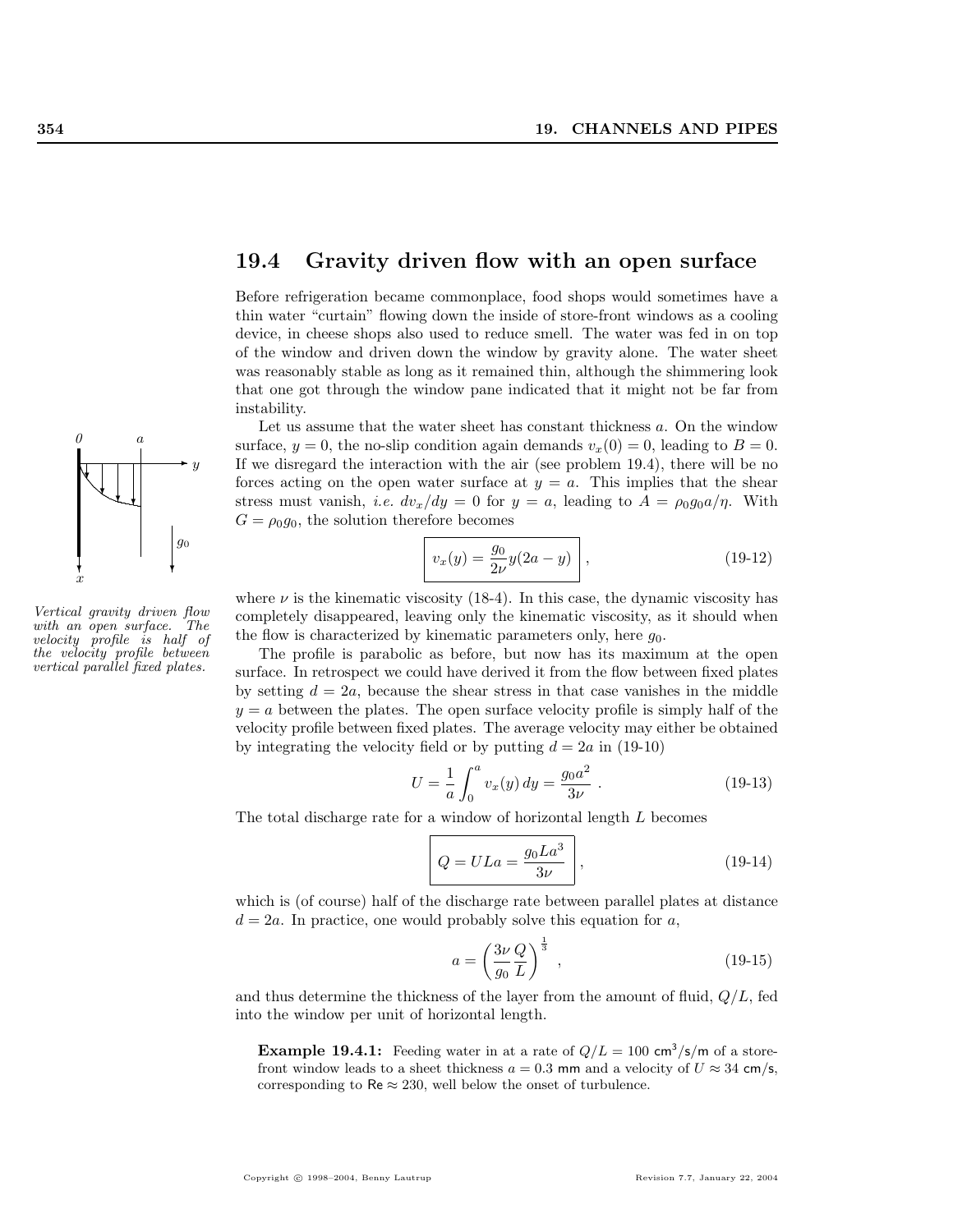## 19.4 Gravity driven flow with an open surface

Before refrigeration became commonplace, food shops would sometimes have a thin water "curtain" flowing down the inside of store-front windows as a cooling device, in cheese shops also used to reduce smell. The water was fed in on top of the window and driven down the window by gravity alone. The water sheet was reasonably stable as long as it remained thin, although the shimmering look that one got through the window pane indicated that it might not be far from instability.

Let us assume that the water sheet has constant thickness $a$. On the window surface, $y = 0$, the no-slip condition again demands $v_x(0) = 0$, leading to $B = 0$. If we disregard the interaction with the air (see problem 19.4), there will be no forces acting on the open water surface at $y = a$. This implies that the shear stress must vanish, *i.e.* $dv_x/dy = 0$ for $y = a$, leading to $A = \rho_0 g_0 a/\eta$. With $G = \rho_0 g_0$, the solution therefore becomes

*Vertical gravity driven flow with an open surface. The velocity profile is half of the velocity profile between vertical parallel fixed plates.*

$$v_x(y) = \frac{g_0}{2\nu} y(2a - y) , \tag{19-12}$$

where $\nu$ is the kinematic viscosity (18-4). In this case, the dynamic viscosity has completely disappeared, leaving only the kinematic viscosity, as it should when the flow is characterized by kinematic parameters only, here $g_0$.

The profile is parabolic as before, but now has its maximum at the open surface. In retrospect we could have derived it from the flow between fixed plates by setting $d = 2a$, because the shear stress in that case vanishes in the middle $y = a$ between the plates. The open surface velocity profile is simply half of the velocity profile between fixed plates. The average velocity may either be obtained by integrating the velocity field or by putting $d = 2a$ in (19-10)

$$U = \frac{1}{a} \int_0^a v_x(y)\, dy = \frac{g_0 a^2}{3\nu} . \tag{19-13}$$

The total discharge rate for a window of horizontal length $L$ becomes

$$Q = ULa = \frac{g_0 L a^3}{3\nu} , \tag{19-14}$$

which is (of course) half of the discharge rate between parallel plates at distance $d = 2a$. In practice, one would probably solve this equation for $a$,

$$a = \left( \frac{3\nu}{g_0} \frac{Q}{L} \right)^{\frac{1}{3}} , \tag{19-15}$$

and thus determine the thickness of the layer from the amount of fluid, $Q/L$, fed into the window per unit of horizontal length.

**Example 19.4.1:** Feeding water in at a rate of $Q/L = 100$ cm$^3$/s/m of a store-front window leads to a sheet thickness $a = 0.3$ mm and a velocity of $U \approx 34$ cm/s, corresponding to $\mathsf{Re} \approx 230$, well below the onset of turbulence.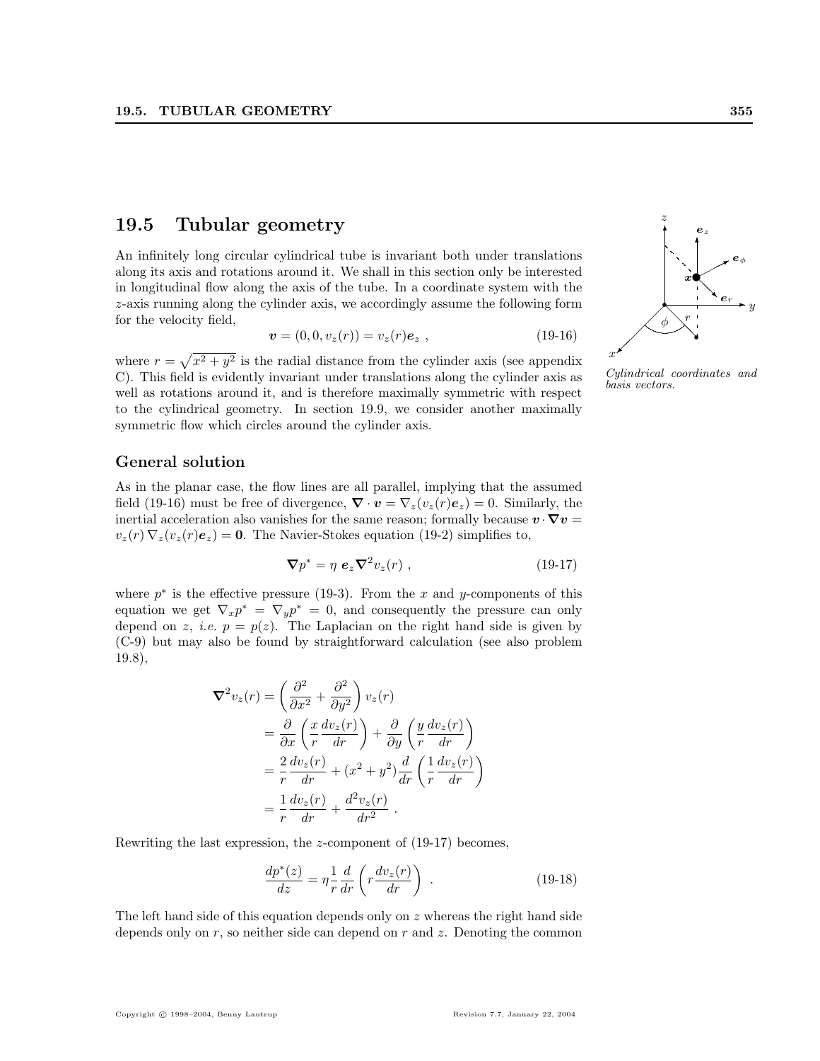## 19.5 Tubular geometry

An infinitely long circular cylindrical tube is invariant both under translations along its axis and rotations around it. We shall in this section only be interested in longitudinal flow along the axis of the tube. In a coordinate system with the $z$-axis running along the cylinder axis, we accordingly assume the following form for the velocity field,

$$\boldsymbol{v} = (0, 0, v_z(r)) = v_z(r)\boldsymbol{e}_z \;, \tag{19-16}$$

where $r = \sqrt{x^2 + y^2}$ is the radial distance from the cylinder axis (see appendix C). This field is evidently invariant under translations along the cylinder axis as well as rotations around it, and is therefore maximally symmetric with respect to the cylindrical geometry. In section 19.9, we consider another maximally symmetric flow which circles around the cylinder axis.

*Cylindrical coordinates and basis vectors.*

### General solution

As in the planar case, the flow lines are all parallel, implying that the assumed field (19-16) must be free of divergence, $\boldsymbol{\nabla} \cdot \boldsymbol{v} = \nabla_z(v_z(r)\boldsymbol{e}_z) = 0$. Similarly, the inertial acceleration also vanishes for the same reason; formally because $\boldsymbol{v} \cdot \boldsymbol{\nabla} \boldsymbol{v} = v_z(r)\, \nabla_z(v_z(r)\boldsymbol{e}_z) = \boldsymbol{0}$. The Navier-Stokes equation (19-2) simplifies to,

$$\boldsymbol{\nabla} p^* = \eta \; \boldsymbol{e}_z \boldsymbol{\nabla}^2 v_z(r) \;, \tag{19-17}$$

where $p^*$ is the effective pressure (19-3). From the $x$ and $y$-components of this equation we get $\nabla_x p^* = \nabla_y p^* = 0$, and consequently the pressure can only depend on $z$, *i.e.* $p = p(z)$. The Laplacian on the right hand side is given by (C-9) but may also be found by straightforward calculation (see also problem 19.8),

$$\begin{aligned}
\boldsymbol{\nabla}^2 v_z(r) &= \left(\frac{\partial^2}{\partial x^2} + \frac{\partial^2}{\partial y^2}\right) v_z(r) \\
&= \frac{\partial}{\partial x}\left(\frac{x}{r}\frac{dv_z(r)}{dr}\right) + \frac{\partial}{\partial y}\left(\frac{y}{r}\frac{dv_z(r)}{dr}\right) \\
&= \frac{2}{r}\frac{dv_z(r)}{dr} + (x^2 + y^2)\frac{d}{dr}\left(\frac{1}{r}\frac{dv_z(r)}{dr}\right) \\
&= \frac{1}{r}\frac{dv_z(r)}{dr} + \frac{d^2 v_z(r)}{dr^2} \;.
\end{aligned}$$

Rewriting the last expression, the $z$-component of (19-17) becomes,

$$\frac{dp^*(z)}{dz} = \eta \frac{1}{r}\frac{d}{dr}\left(r \frac{dv_z(r)}{dr}\right) \;. \tag{19-18}$$

The left hand side of this equation depends only on $z$ whereas the right hand side depends only on $r$, so neither side can depend on $r$ and $z$. Denoting the common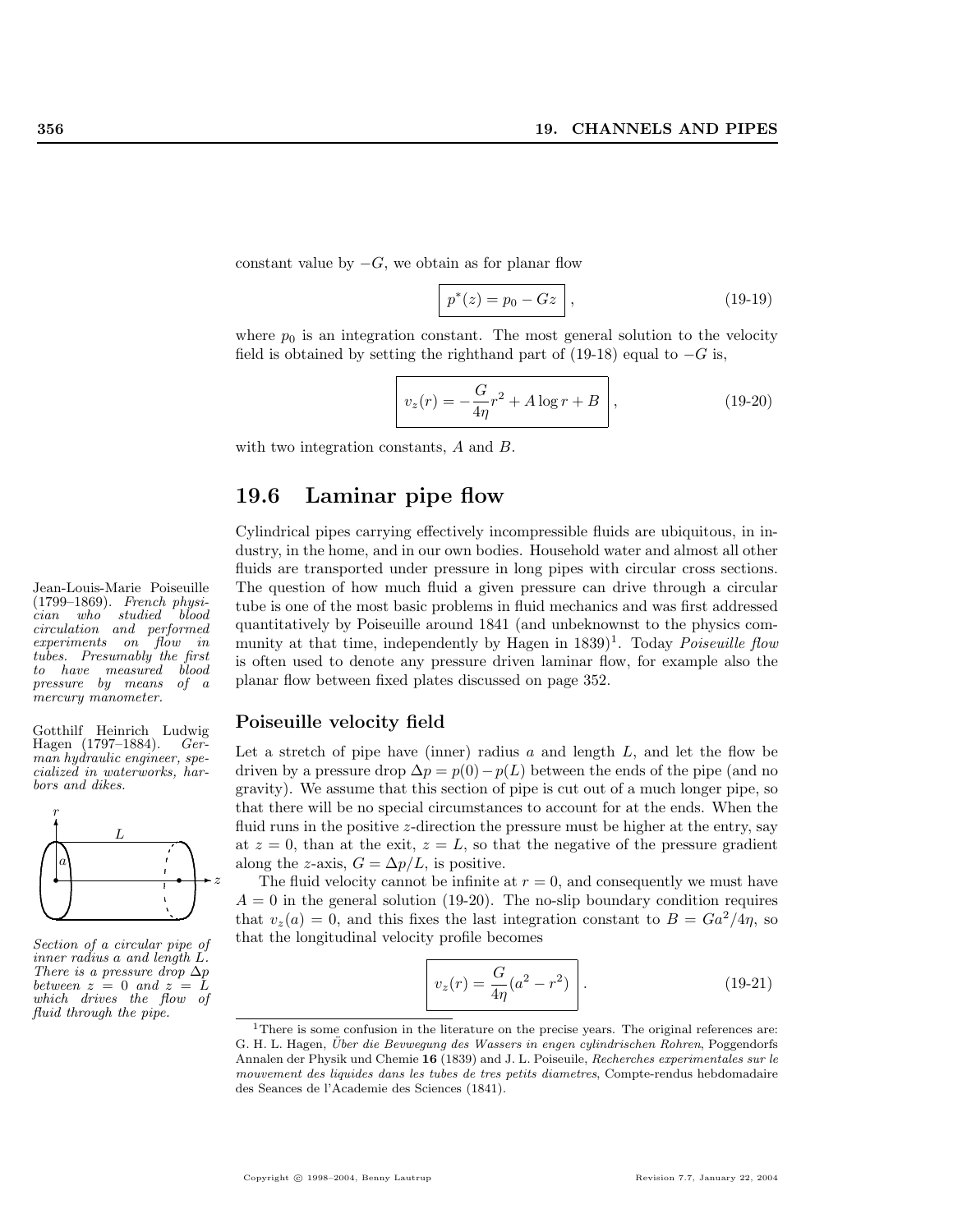constant value by $-G$, we obtain as for planar flow

$$\boxed{p^*(z) = p_0 - Gz}, \tag{19-19}$$

where $p_0$ is an integration constant. The most general solution to the velocity field is obtained by setting the righthand part of (19-18) equal to $-G$ is,

$$\boxed{v_z(r) = -\frac{G}{4\eta} r^2 + A \log r + B}, \tag{19-20}$$

with two integration constants, $A$ and $B$.

## 19.6 Laminar pipe flow

Cylindrical pipes carrying effectively incompressible fluids are ubiquitous, in industry, in the home, and in our own bodies. Household water and almost all other fluids are transported under pressure in long pipes with circular cross sections. The question of how much fluid a given pressure can drive through a circular tube is one of the most basic problems in fluid mechanics and was first addressed quantitatively by Poiseuille around 1841 (and unbeknownst to the physics community at that time, independently by Hagen in 1839)[1]. Today *Poiseuille flow* is often used to denote any pressure driven laminar flow, for example also the planar flow between fixed plates discussed on page 352.

Jean-Louis-Marie Poiseuille (1799–1869). *French physician who studied blood circulation and performed experiments on flow in tubes. Presumably the first to have measured blood pressure by means of a mercury manometer.*

Gotthilf Heinrich Ludwig Hagen (1797–1884). *German hydraulic engineer, specialized in waterworks, harbors and dikes.*

*Section of a circular pipe of inner radius a and length L. There is a pressure drop $\Delta p$ between $z = 0$ and $z = L$ which drives the flow of fluid through the pipe.*

### Poiseuille velocity field

Let a stretch of pipe have (inner) radius $a$ and length $L$, and let the flow be driven by a pressure drop $\Delta p = p(0) - p(L)$ between the ends of the pipe (and no gravity). We assume that this section of pipe is cut out of a much longer pipe, so that there will be no special circumstances to account for at the ends. When the fluid runs in the positive $z$-direction the pressure must be higher at the entry, say at $z = 0$, than at the exit, $z = L$, so that the negative of the pressure gradient along the $z$-axis, $G = \Delta p/L$, is positive.

The fluid velocity cannot be infinite at $r = 0$, and consequently we must have $A = 0$ in the general solution (19-20). The no-slip boundary condition requires that $v_z(a) = 0$, and this fixes the last integration constant to $B = Ga^2/4\eta$, so that the longitudinal velocity profile becomes

$$\boxed{v_z(r) = \frac{G}{4\eta}(a^2 - r^2)}. \tag{19-21}$$

[1] There is some confusion in the literature on the precise years. The original references are: G. H. L. Hagen, *Über die Bevwegung des Wassers in engen cylindrischen Rohren*, Poggendorfs Annalen der Physik und Chemie **16** (1839) and J. L. Poiseuile, *Recherches experimentales sur le mouvement des liquides dans les tubes de tres petits diametres*, Compte-rendus hebdomadaire des Seances de l'Academie des Sciences (1841).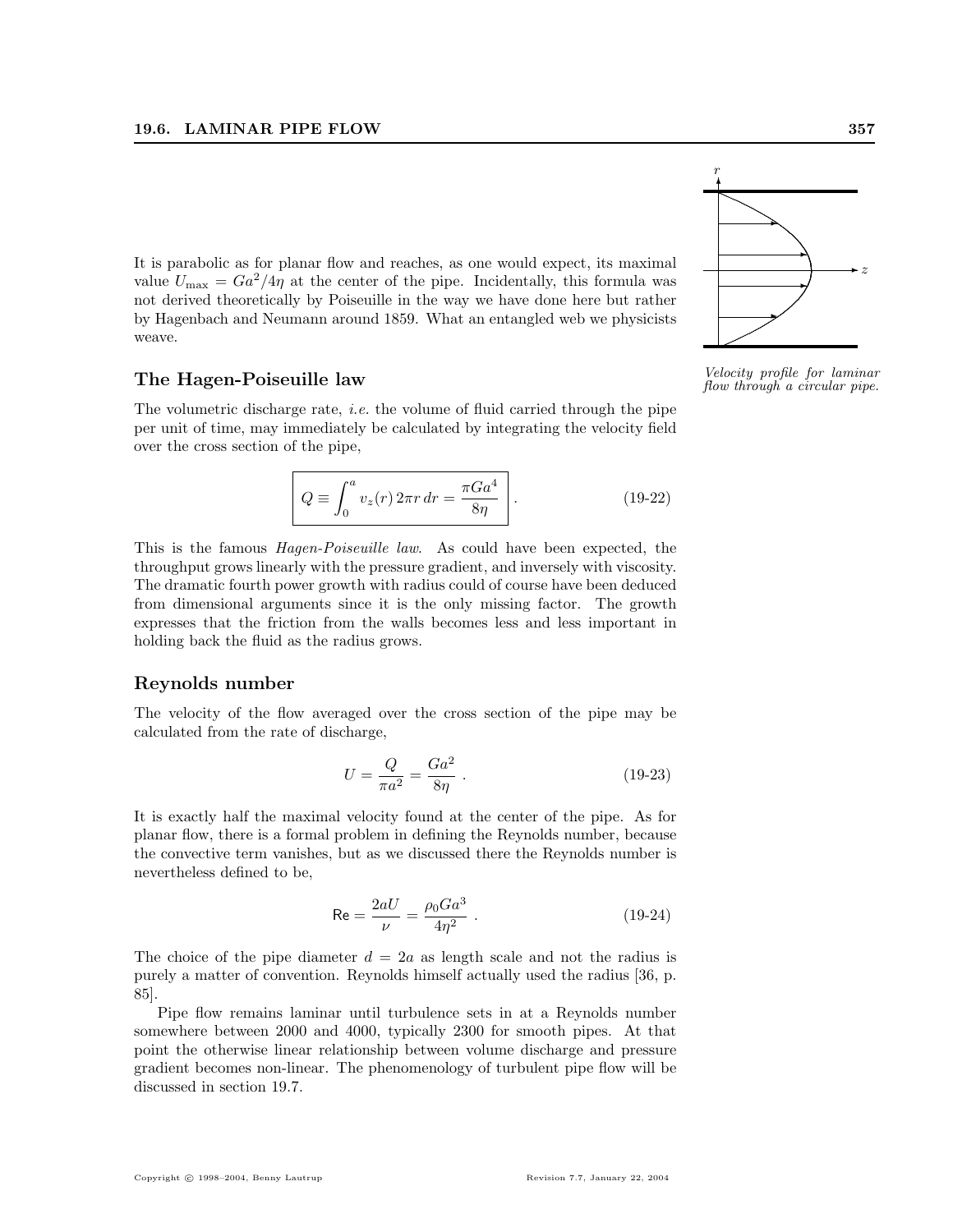It is parabolic as for planar flow and reaches, as one would expect, its maximal value $U_{\max} = Ga^2/4\eta$ at the center of the pipe. Incidentally, this formula was not derived theoretically by Poiseuille in the way we have done here but rather by Hagenbach and Neumann around 1859. What an entangled web we physicists weave.

*Velocity profile for laminar flow through a circular pipe.*

## The Hagen-Poiseuille law

The volumetric discharge rate, *i.e.* the volume of fluid carried through the pipe per unit of time, may immediately be calculated by integrating the velocity field over the cross section of the pipe,

$$\boxed{Q \equiv \int_0^a v_z(r)\, 2\pi r\, dr = \frac{\pi G a^4}{8\eta}} \ . \tag{19-22}$$

This is the famous *Hagen-Poiseuille law*. As could have been expected, the throughput grows linearly with the pressure gradient, and inversely with viscosity. The dramatic fourth power growth with radius could of course have been deduced from dimensional arguments since it is the only missing factor. The growth expresses that the friction from the walls becomes less and less important in holding back the fluid as the radius grows.

## Reynolds number

The velocity of the flow averaged over the cross section of the pipe may be calculated from the rate of discharge,

$$U = \frac{Q}{\pi a^2} = \frac{Ga^2}{8\eta} \ . \tag{19-23}$$

It is exactly half the maximal velocity found at the center of the pipe. As for planar flow, there is a formal problem in defining the Reynolds number, because the convective term vanishes, but as we discussed there the Reynolds number is nevertheless defined to be,

$$\mathsf{Re} = \frac{2aU}{\nu} = \frac{\rho_0 G a^3}{4\eta^2} \ . \tag{19-24}$$

The choice of the pipe diameter $d = 2a$ as length scale and not the radius is purely a matter of convention. Reynolds himself actually used the radius [36, p. 85].

Pipe flow remains laminar until turbulence sets in at a Reynolds number somewhere between 2000 and 4000, typically 2300 for smooth pipes. At that point the otherwise linear relationship between volume discharge and pressure gradient becomes non-linear. The phenomenology of turbulent pipe flow will be discussed in section 19.7.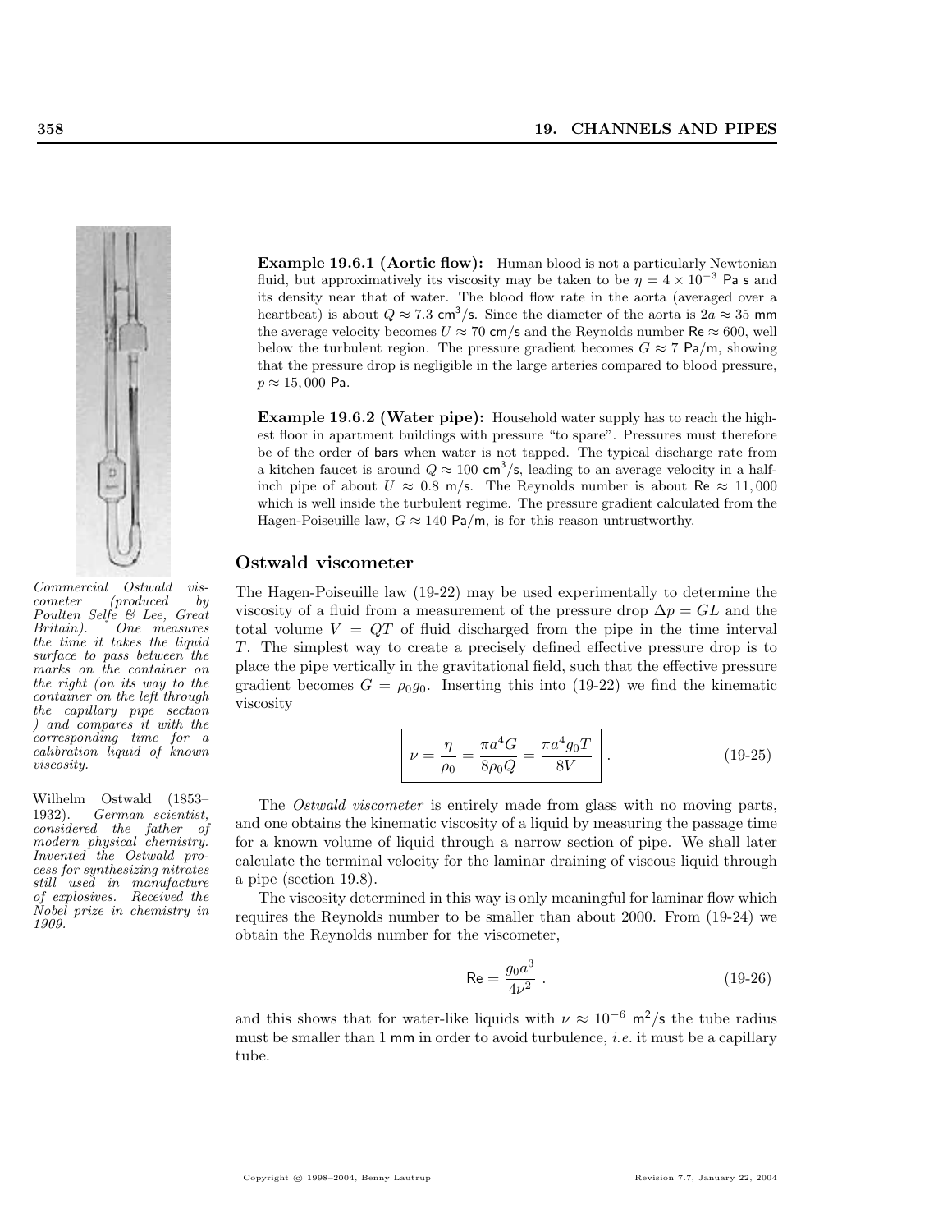**Example 19.6.1 (Aortic flow):** Human blood is not a particularly Newtonian fluid, but approximatively its viscosity may be taken to be $\eta = 4 \times 10^{-3}$ Pa s and its density near that of water. The blood flow rate in the aorta (averaged over a heartbeat) is about $Q \approx 7.3$ cm$^3$/s. Since the diameter of the aorta is $2a \approx 35$ mm the average velocity becomes $U \approx 70$ cm/s and the Reynolds number Re $\approx 600$, well below the turbulent region. The pressure gradient becomes $G \approx 7$ Pa/m, showing that the pressure drop is negligible in the large arteries compared to blood pressure, $p \approx 15,000$ Pa.

**Example 19.6.2 (Water pipe):** Household water supply has to reach the highest floor in apartment buildings with pressure "to spare". Pressures must therefore be of the order of bars when water is not tapped. The typical discharge rate from a kitchen faucet is around $Q \approx 100$ cm$^3$/s, leading to an average velocity in a half-inch pipe of about $U \approx 0.8$ m/s. The Reynolds number is about Re $\approx 11,000$ which is well inside the turbulent regime. The pressure gradient calculated from the Hagen-Poiseuille law, $G \approx 140$ Pa/m, is for this reason untrustworthy.

## Ostwald viscometer

*Commercial Ostwald viscometer (produced by Poulten Selfe & Lee, Great Britain). One measures the time it takes the liquid surface to pass between the marks on the container on the right (on its way to the container on the left through the capillary pipe section ) and compares it with the corresponding time for a calibration liquid of known viscosity.*

Wilhelm Ostwald (1853–1932). *German scientist, considered the father of modern physical chemistry. Invented the Ostwald process for synthesizing nitrates still used in manufacture of explosives. Received the Nobel prize in chemistry in 1909.*

The Hagen-Poiseuille law (19-22) may be used experimentally to determine the viscosity of a fluid from a measurement of the pressure drop $\Delta p = GL$ and the total volume $V = QT$ of fluid discharged from the pipe in the time interval $T$. The simplest way to create a precisely defined effective pressure drop is to place the pipe vertically in the gravitational field, such that the effective pressure gradient becomes $G = \rho_0 g_0$. Inserting this into (19-22) we find the kinematic viscosity

$$\boxed{\nu = \frac{\eta}{\rho_0} = \frac{\pi a^4 G}{8 \rho_0 Q} = \frac{\pi a^4 g_0 T}{8V}} \,. \tag{19-25}$$

The *Ostwald viscometer* is entirely made from glass with no moving parts, and one obtains the kinematic viscosity of a liquid by measuring the passage time for a known volume of liquid through a narrow section of pipe. We shall later calculate the terminal velocity for the laminar draining of viscous liquid through a pipe (section 19.8).

The viscosity determined in this way is only meaningful for laminar flow which requires the Reynolds number to be smaller than about 2000. From (19-24) we obtain the Reynolds number for the viscometer,

$$\text{Re} = \frac{g_0 a^3}{4\nu^2} \,. \tag{19-26}$$

and this shows that for water-like liquids with $\nu \approx 10^{-6}$ m$^2$/s the tube radius must be smaller than 1 mm in order to avoid turbulence, *i.e.* it must be a capillary tube.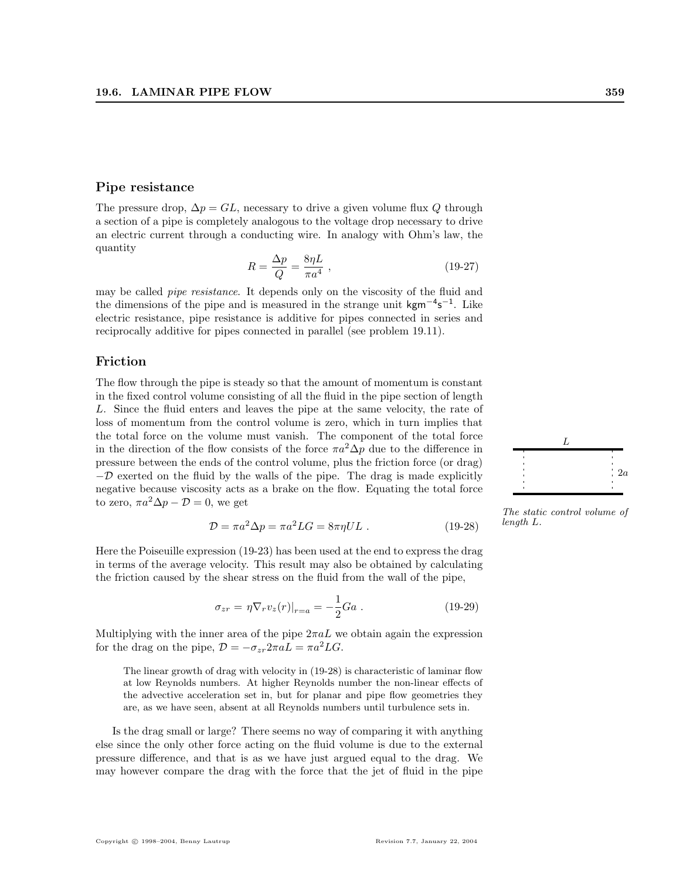## Pipe resistance

The pressure drop, $\Delta p = GL$, necessary to drive a given volume flux $Q$ through a section of a pipe is completely analogous to the voltage drop necessary to drive an electric current through a conducting wire. In analogy with Ohm's law, the quantity

$$R = \frac{\Delta p}{Q} = \frac{8\eta L}{\pi a^4} \ , \tag{19-27}$$

may be called *pipe resistance*. It depends only on the viscosity of the fluid and the dimensions of the pipe and is measured in the strange unit $\mathsf{kgm^{-4}s^{-1}}$. Like electric resistance, pipe resistance is additive for pipes connected in series and reciprocally additive for pipes connected in parallel (see problem 19.11).

## Friction

The flow through the pipe is steady so that the amount of momentum is constant in the fixed control volume consisting of all the fluid in the pipe section of length $L$. Since the fluid enters and leaves the pipe at the same velocity, the rate of loss of momentum from the control volume is zero, which in turn implies that the total force on the volume must vanish. The component of the total force in the direction of the flow consists of the force $\pi a^2 \Delta p$ due to the difference in pressure between the ends of the control volume, plus the friction force (or drag) $-\mathcal{D}$ exerted on the fluid by the walls of the pipe. The drag is made explicitly negative because viscosity acts as a brake on the flow. Equating the total force to zero, $\pi a^2 \Delta p - \mathcal{D} = 0$, we get

*The static control volume of length $L$.*

$$\mathcal{D} = \pi a^2 \Delta p = \pi a^2 LG = 8\pi\eta UL \ . \tag{19-28}$$

Here the Poiseuille expression (19-23) has been used at the end to express the drag in terms of the average velocity. This result may also be obtained by calculating the friction caused by the shear stress on the fluid from the wall of the pipe,

$$\sigma_{zr} = \eta \nabla_r v_z(r)|_{r=a} = -\frac{1}{2}Ga \ . \tag{19-29}$$

Multiplying with the inner area of the pipe $2\pi aL$ we obtain again the expression for the drag on the pipe, $\mathcal{D} = -\sigma_{zr} 2\pi aL = \pi a^2 LG$.

> The linear growth of drag with velocity in (19-28) is characteristic of laminar flow at low Reynolds numbers. At higher Reynolds number the non-linear effects of the advective acceleration set in, but for planar and pipe flow geometries they are, as we have seen, absent at all Reynolds numbers until turbulence sets in.

Is the drag small or large? There seems no way of comparing it with anything else since the only other force acting on the fluid volume is due to the external pressure difference, and that is as we have just argued equal to the drag. We may however compare the drag with the force that the jet of fluid in the pipe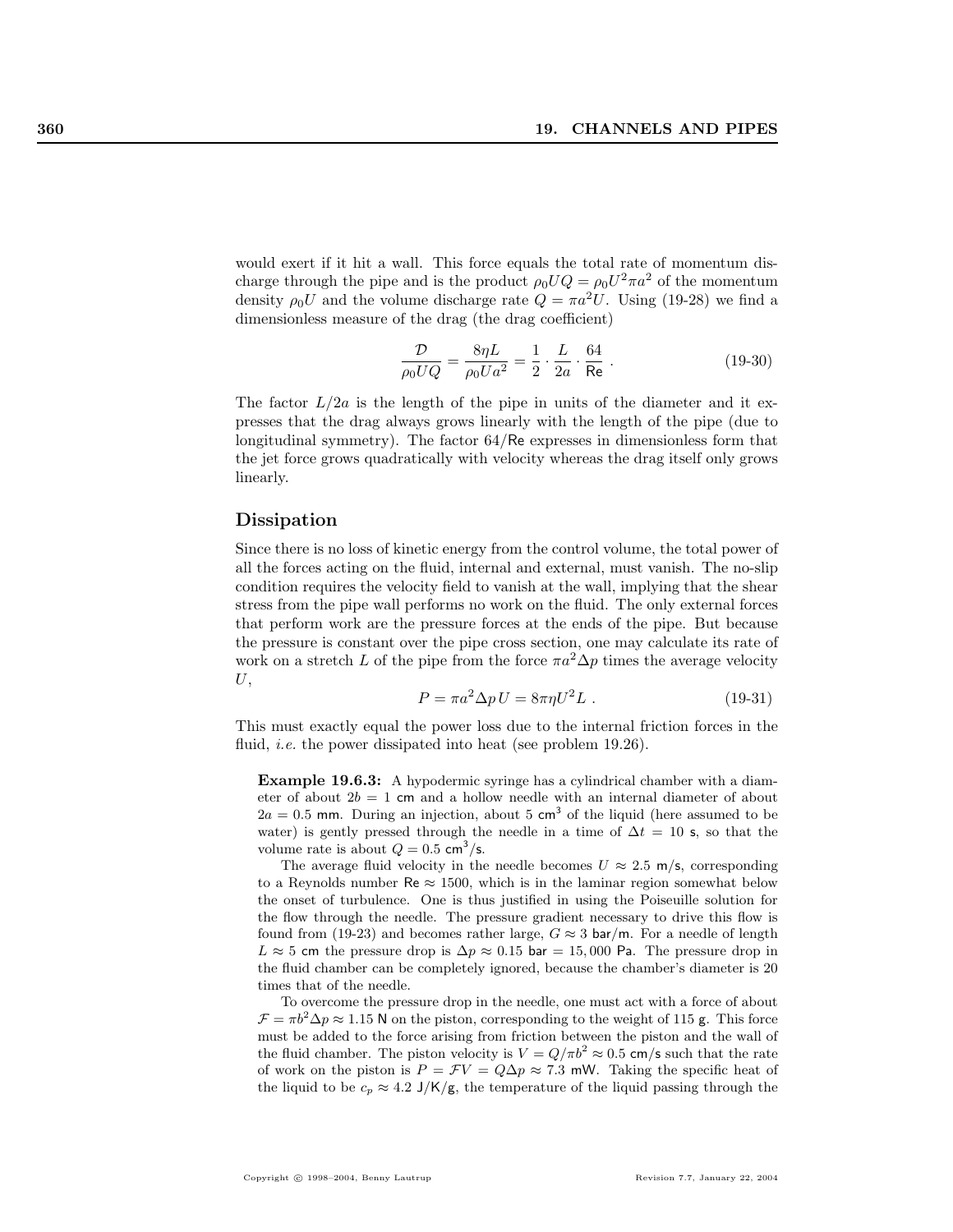would exert if it hit a wall. This force equals the total rate of momentum discharge through the pipe and is the product $\rho_0 U Q = \rho_0 U^2 \pi a^2$ of the momentum density $\rho_0 U$ and the volume discharge rate $Q = \pi a^2 U$. Using (19-28) we find a dimensionless measure of the drag (the drag coefficient)

$$\frac{\mathcal{D}}{\rho_0 U Q} = \frac{8\eta L}{\rho_0 U a^2} = \frac{1}{2} \cdot \frac{L}{2a} \cdot \frac{64}{\mathsf{Re}} \ . \tag{19-30}$$

The factor $L/2a$ is the length of the pipe in units of the diameter and it expresses that the drag always grows linearly with the length of the pipe (due to longitudinal symmetry). The factor $64/\mathsf{Re}$ expresses in dimensionless form that the jet force grows quadratically with velocity whereas the drag itself only grows linearly.

## Dissipation

Since there is no loss of kinetic energy from the control volume, the total power of all the forces acting on the fluid, internal and external, must vanish. The no-slip condition requires the velocity field to vanish at the wall, implying that the shear stress from the pipe wall performs no work on the fluid. The only external forces that perform work are the pressure forces at the ends of the pipe. But because the pressure is constant over the pipe cross section, one may calculate its rate of work on a stretch $L$ of the pipe from the force $\pi a^2 \Delta p$ times the average velocity $U$,

$$P = \pi a^2 \Delta p \, U = 8\pi\eta U^2 L \ . \tag{19-31}$$

This must exactly equal the power loss due to the internal friction forces in the fluid, *i.e.* the power dissipated into heat (see problem 19.26).

**Example 19.6.3:** A hypodermic syringe has a cylindrical chamber with a diameter of about $2b = 1$ cm and a hollow needle with an internal diameter of about $2a = 0.5$ mm. During an injection, about 5 cm$^3$ of the liquid (here assumed to be water) is gently pressed through the needle in a time of $\Delta t = 10$ s, so that the volume rate is about $Q = 0.5$ cm$^3$/s.

The average fluid velocity in the needle becomes $U \approx 2.5$ m/s, corresponding to a Reynolds number $\mathsf{Re} \approx 1500$, which is in the laminar region somewhat below the onset of turbulence. One is thus justified in using the Poiseuille solution for the flow through the needle. The pressure gradient necessary to drive this flow is found from (19-23) and becomes rather large, $G \approx 3$ bar/m. For a needle of length $L \approx 5$ cm the pressure drop is $\Delta p \approx 0.15$ bar $= 15{,}000$ Pa. The pressure drop in the fluid chamber can be completely ignored, because the chamber's diameter is 20 times that of the needle.

To overcome the pressure drop in the needle, one must act with a force of about $\mathcal{F} = \pi b^2 \Delta p \approx 1.15$ N on the piston, corresponding to the weight of 115 g. This force must be added to the force arising from friction between the piston and the wall of the fluid chamber. The piston velocity is $V = Q/\pi b^2 \approx 0.5$ cm/s such that the rate of work on the piston is $P = \mathcal{F}V = Q\Delta p \approx 7.3$ mW. Taking the specific heat of the liquid to be $c_p \approx 4.2$ J/K/g, the temperature of the liquid passing through the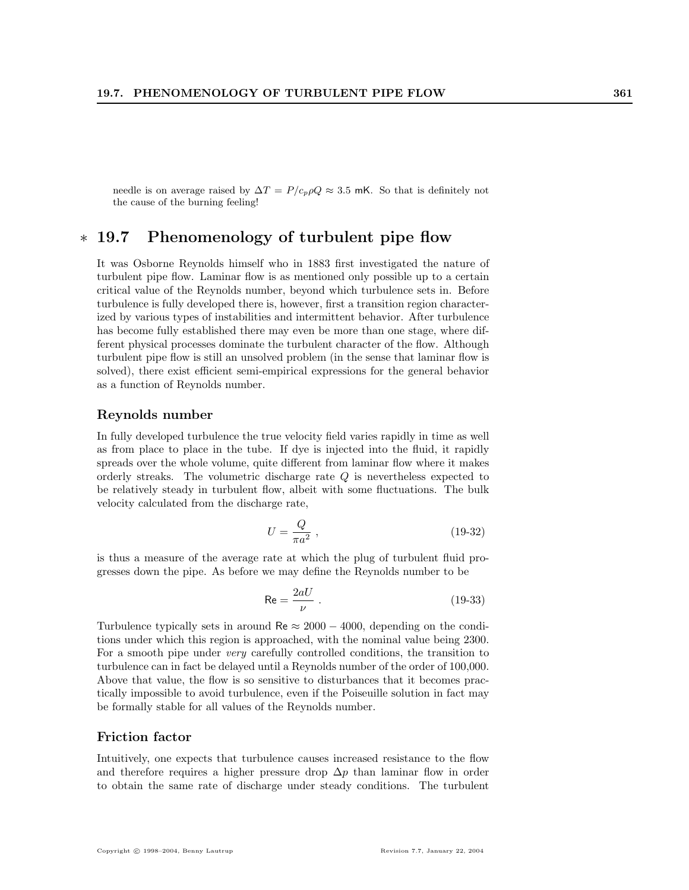needle is on average raised by $\Delta T = P/c_p\rho Q \approx 3.5$ mK. So that is definitely not the cause of the burning feeling!

## ∗ 19.7 Phenomenology of turbulent pipe flow

It was Osborne Reynolds himself who in 1883 first investigated the nature of turbulent pipe flow. Laminar flow is as mentioned only possible up to a certain critical value of the Reynolds number, beyond which turbulence sets in. Before turbulence is fully developed there is, however, first a transition region characterized by various types of instabilities and intermittent behavior. After turbulence has become fully established there may even be more than one stage, where different physical processes dominate the turbulent character of the flow. Although turbulent pipe flow is still an unsolved problem (in the sense that laminar flow is solved), there exist efficient semi-empirical expressions for the general behavior as a function of Reynolds number.

### Reynolds number

In fully developed turbulence the true velocity field varies rapidly in time as well as from place to place in the tube. If dye is injected into the fluid, it rapidly spreads over the whole volume, quite different from laminar flow where it makes orderly streaks. The volumetric discharge rate $Q$ is nevertheless expected to be relatively steady in turbulent flow, albeit with some fluctuations. The bulk velocity calculated from the discharge rate,

$$U = \frac{Q}{\pi a^2} , \tag{19-32}$$

is thus a measure of the average rate at which the plug of turbulent fluid progresses down the pipe. As before we may define the Reynolds number to be

$$\mathsf{Re} = \frac{2aU}{\nu} . \tag{19-33}$$

Turbulence typically sets in around $\mathsf{Re} \approx 2000 - 4000$, depending on the conditions under which this region is approached, with the nominal value being 2300. For a smooth pipe under *very* carefully controlled conditions, the transition to turbulence can in fact be delayed until a Reynolds number of the order of 100,000. Above that value, the flow is so sensitive to disturbances that it becomes practically impossible to avoid turbulence, even if the Poiseuille solution in fact may be formally stable for all values of the Reynolds number.

### Friction factor

Intuitively, one expects that turbulence causes increased resistance to the flow and therefore requires a higher pressure drop $\Delta p$ than laminar flow in order to obtain the same rate of discharge under steady conditions. The turbulent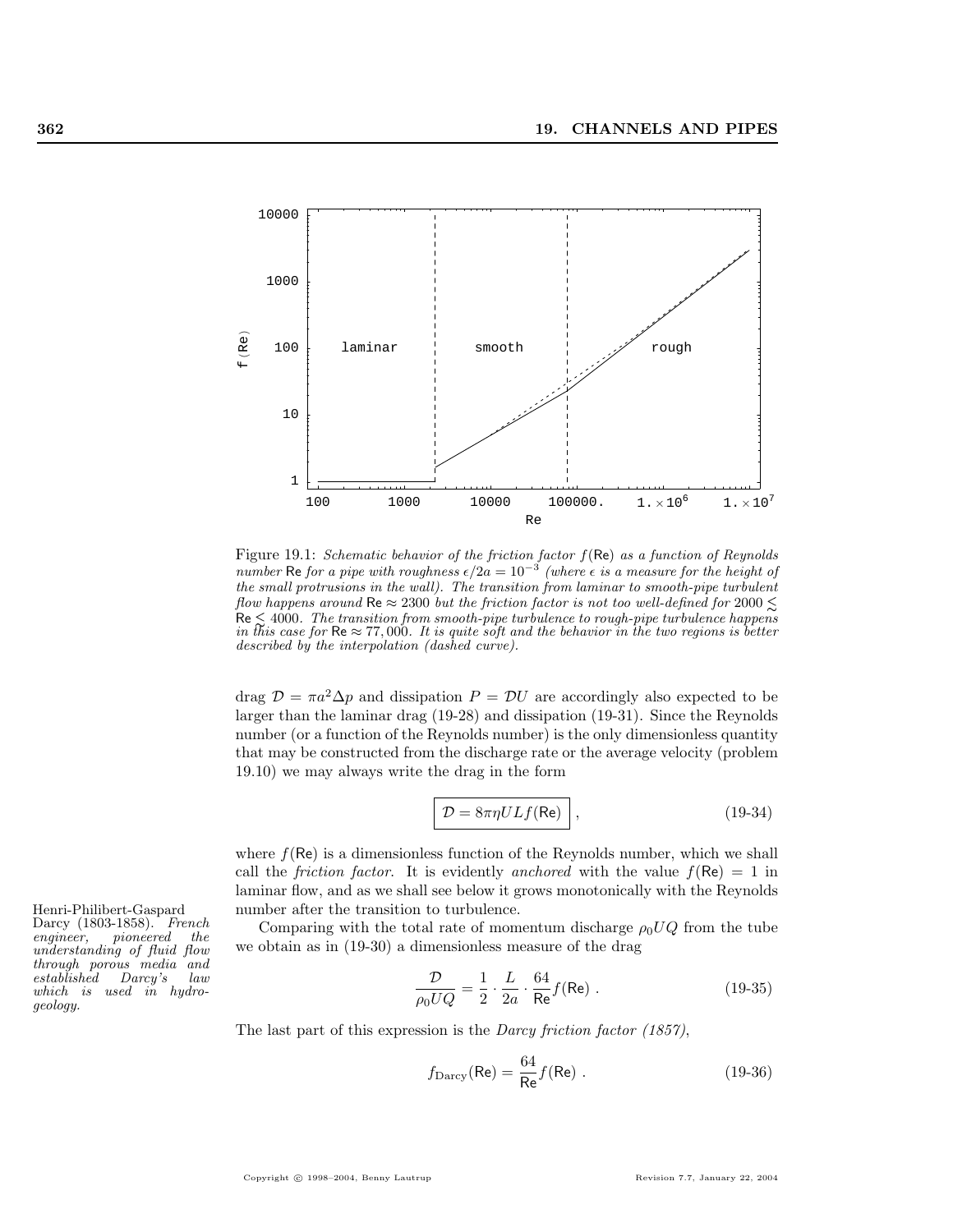Figure 19.1: *Schematic behavior of the friction factor $f(\mathsf{Re})$ as a function of Reynolds number $\mathsf{Re}$ for a pipe with roughness $\epsilon/2a = 10^{-3}$ (where $\epsilon$ is a measure for the height of the small protrusions in the wall). The transition from laminar to smooth-pipe turbulent flow happens around $\mathsf{Re} \approx 2300$ but the friction factor is not too well-defined for $2000 \lesssim \mathsf{Re} \lesssim 4000$. The transition from smooth-pipe turbulence to rough-pipe turbulence happens in this case for $\mathsf{Re} \approx 77{,}000$. It is quite soft and the behavior in the two regions is better described by the interpolation (dashed curve).*

drag $\mathcal{D} = \pi a^2 \Delta p$ and dissipation $P = \mathcal{D}U$ are accordingly also expected to be larger than the laminar drag (19-28) and dissipation (19-31). Since the Reynolds number (or a function of the Reynolds number) is the only dimensionless quantity that may be constructed from the discharge rate or the average velocity (problem 19.10) we may always write the drag in the form

$$\boxed{\mathcal{D} = 8\pi\eta U L f(\mathsf{Re})} \, , \tag{19-34}$$

where $f(\mathsf{Re})$ is a dimensionless function of the Reynolds number, which we shall call the *friction factor*. It is evidently *anchored* with the value $f(\mathsf{Re}) = 1$ in laminar flow, and as we shall see below it grows monotonically with the Reynolds number after the transition to turbulence.

Henri-Philibert-Gaspard Darcy (1803-1858). *French engineer, pioneered the understanding of fluid flow through porous media and established Darcy's law which is used in hydrogeology.*

Comparing with the total rate of momentum discharge $\rho_0 U Q$ from the tube we obtain as in (19-30) a dimensionless measure of the drag

$$\frac{\mathcal{D}}{\rho_0 U Q} = \frac{1}{2} \cdot \frac{L}{2a} \cdot \frac{64}{\mathsf{Re}} f(\mathsf{Re}) \, . \tag{19-35}$$

The last part of this expression is the *Darcy friction factor (1857)*,

$$f_{\text{Darcy}}(\mathsf{Re}) = \frac{64}{\mathsf{Re}} f(\mathsf{Re}) \, . \tag{19-36}$$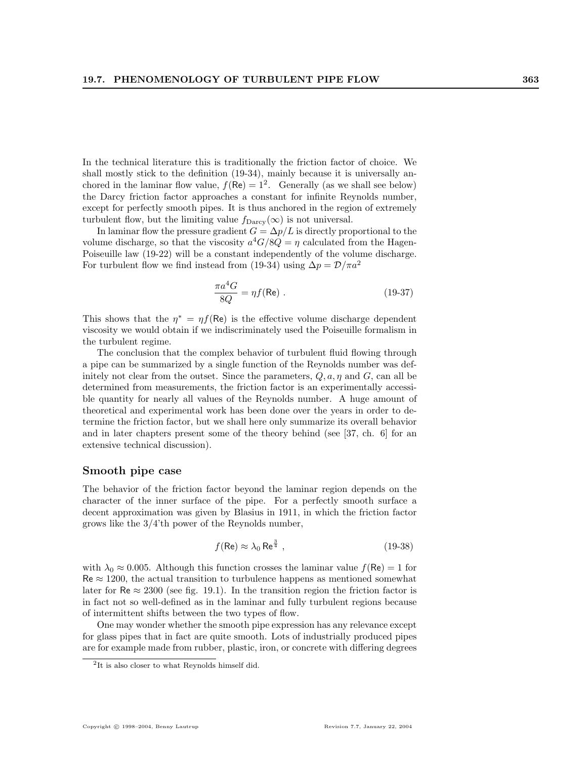In the technical literature this is traditionally the friction factor of choice. We shall mostly stick to the definition (19-34), mainly because it is universally anchored in the laminar flow value, $f(\mathsf{Re}) = 1$[2]. Generally (as we shall see below) the Darcy friction factor approaches a constant for infinite Reynolds number, except for perfectly smooth pipes. It is thus anchored in the region of extremely turbulent flow, but the limiting value $f_{\text{Darcy}}(\infty)$ is not universal.

In laminar flow the pressure gradient $G = \Delta p/L$ is directly proportional to the volume discharge, so that the viscosity $a^4 G/8Q = \eta$ calculated from the Hagen-Poiseuille law (19-22) will be a constant independently of the volume discharge. For turbulent flow we find instead from (19-34) using $\Delta p = \mathcal{D}/\pi a^2$

$$\frac{\pi a^4 G}{8Q} = \eta f(\mathsf{Re}) \ . \tag{19-37}$$

This shows that the $\eta^* = \eta f(\mathsf{Re})$ is the effective volume discharge dependent viscosity we would obtain if we indiscriminately used the Poiseuille formalism in the turbulent regime.

The conclusion that the complex behavior of turbulent fluid flowing through a pipe can be summarized by a single function of the Reynolds number was definitely not clear from the outset. Since the parameters, $Q, a, \eta$ and $G$, can all be determined from measurements, the friction factor is an experimentally accessible quantity for nearly all values of the Reynolds number. A huge amount of theoretical and experimental work has been done over the years in order to determine the friction factor, but we shall here only summarize its overall behavior and in later chapters present some of the theory behind (see [37, ch. 6] for an extensive technical discussion).

## Smooth pipe case

The behavior of the friction factor beyond the laminar region depends on the character of the inner surface of the pipe. For a perfectly smooth surface a decent approximation was given by Blasius in 1911, in which the friction factor grows like the 3/4'th power of the Reynolds number,

$$f(\mathsf{Re}) \approx \lambda_0 \,\mathsf{Re}^{\frac{3}{4}} \ , \tag{19-38}$$

with $\lambda_0 \approx 0.005$. Although this function crosses the laminar value $f(\mathsf{Re}) = 1$ for $\mathsf{Re} \approx 1200$, the actual transition to turbulence happens as mentioned somewhat later for $\mathsf{Re} \approx 2300$ (see fig. 19.1). In the transition region the friction factor is in fact not so well-defined as in the laminar and fully turbulent regions because of intermittent shifts between the two types of flow.

One may wonder whether the smooth pipe expression has any relevance except for glass pipes that in fact are quite smooth. Lots of industrially produced pipes are for example made from rubber, plastic, iron, or concrete with differing degrees

[2] It is also closer to what Reynolds himself did.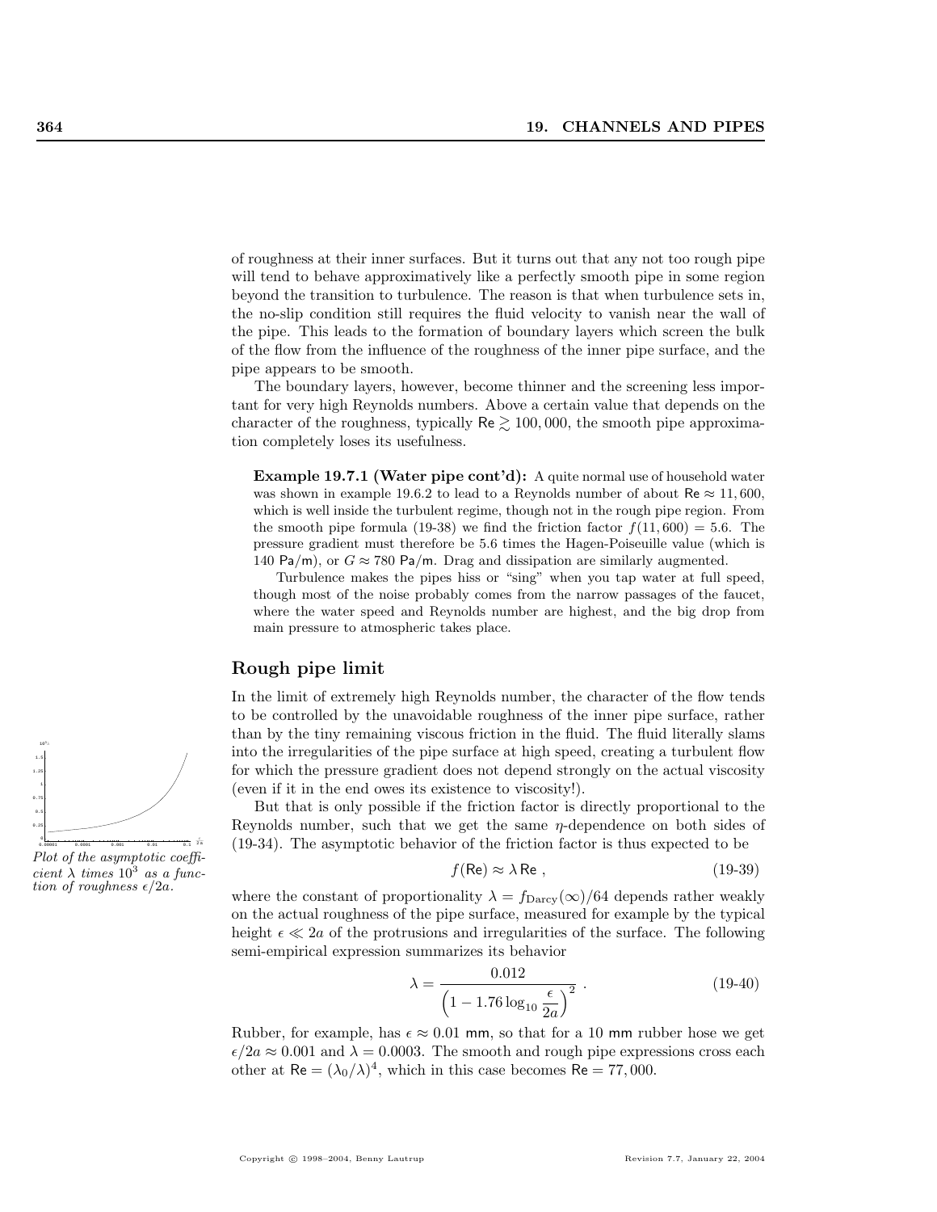of roughness at their inner surfaces. But it turns out that any not too rough pipe will tend to behave approximatively like a perfectly smooth pipe in some region beyond the transition to turbulence. The reason is that when turbulence sets in, the no-slip condition still requires the fluid velocity to vanish near the wall of the pipe. This leads to the formation of boundary layers which screen the bulk of the flow from the influence of the roughness of the inner pipe surface, and the pipe appears to be smooth.

The boundary layers, however, become thinner and the screening less important for very high Reynolds numbers. Above a certain value that depends on the character of the roughness, typically $\mathsf{Re} \gtrsim 100,000$, the smooth pipe approximation completely loses its usefulness.

**Example 19.7.1 (Water pipe cont'd):** A quite normal use of household water was shown in example 19.6.2 to lead to a Reynolds number of about $\mathsf{Re} \approx 11,600$, which is well inside the turbulent regime, though not in the rough pipe region. From the smooth pipe formula (19-38) we find the friction factor $f(11,600) = 5.6$. The pressure gradient must therefore be 5.6 times the Hagen-Poiseuille value (which is 140 Pa/m), or $G \approx 780$ Pa/m. Drag and dissipation are similarly augmented.

Turbulence makes the pipes hiss or "sing" when you tap water at full speed, though most of the noise probably comes from the narrow passages of the faucet, where the water speed and Reynolds number are highest, and the big drop from main pressure to atmospheric takes place.

## Rough pipe limit

In the limit of extremely high Reynolds number, the character of the flow tends to be controlled by the unavoidable roughness of the inner pipe surface, rather than by the tiny remaining viscous friction in the fluid. The fluid literally slams into the irregularities of the pipe surface at high speed, creating a turbulent flow for which the pressure gradient does not depend strongly on the actual viscosity (even if it in the end owes its existence to viscosity!).

*Plot of the asymptotic coefficient $\lambda$ times $10^3$ as a function of roughness $\epsilon/2a$.*

But that is only possible if the friction factor is directly proportional to the Reynolds number, such that we get the same $\eta$-dependence on both sides of (19-34). The asymptotic behavior of the friction factor is thus expected to be

$$f(\mathsf{Re}) \approx \lambda \, \mathsf{Re} \; , \tag{19-39}$$

where the constant of proportionality $\lambda = f_{\text{Darcy}}(\infty)/64$ depends rather weakly on the actual roughness of the pipe surface, measured for example by the typical height $\epsilon \ll 2a$ of the protrusions and irregularities of the surface. The following semi-empirical expression summarizes its behavior

$$\lambda = \frac{0.012}{\left(1 - 1.76 \log_{10} \dfrac{\epsilon}{2a}\right)^2} \; . \tag{19-40}$$

Rubber, for example, has $\epsilon \approx 0.01$ mm, so that for a 10 mm rubber hose we get $\epsilon/2a \approx 0.001$ and $\lambda = 0.0003$. The smooth and rough pipe expressions cross each other at $\mathsf{Re} = (\lambda_0/\lambda)^4$, which in this case becomes $\mathsf{Re} = 77,000$.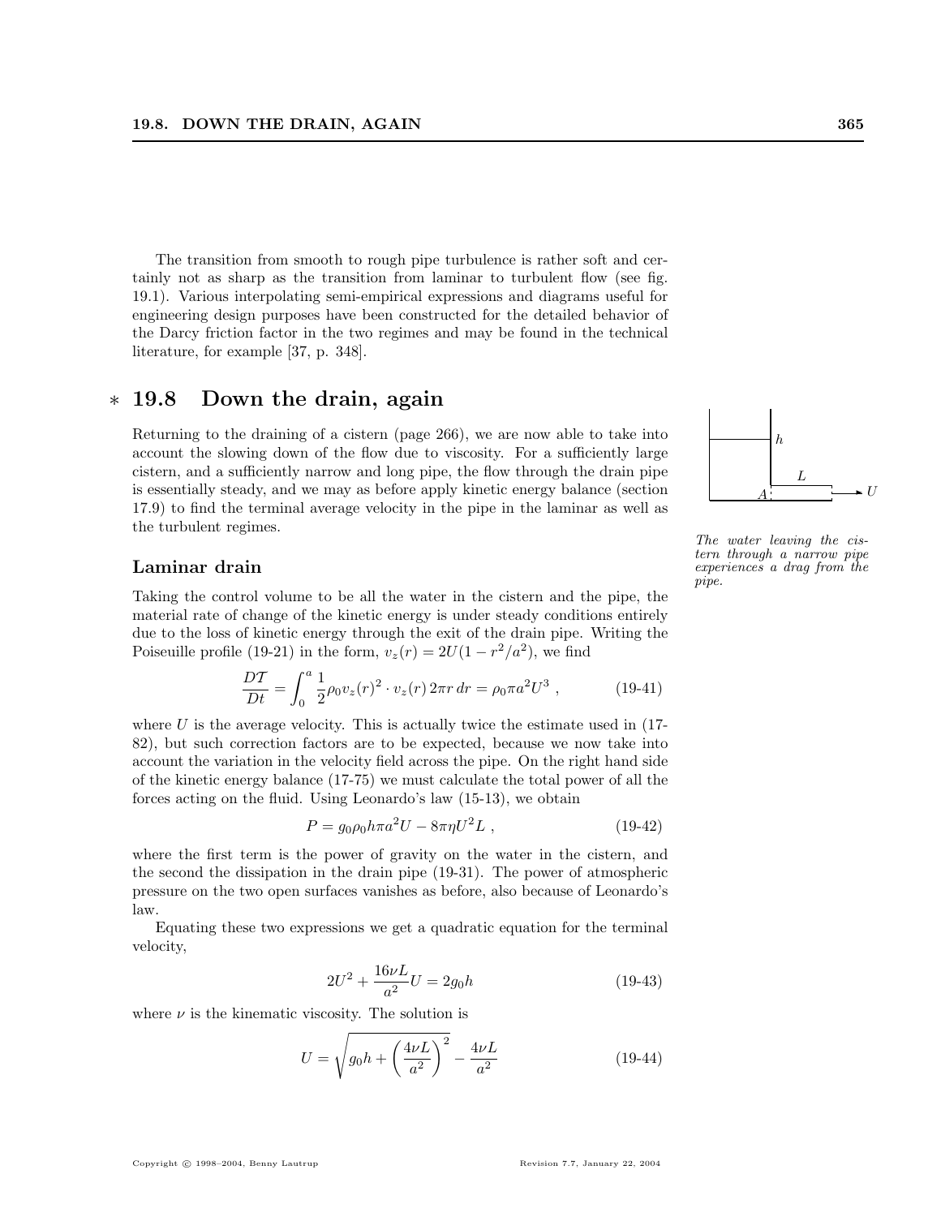The transition from smooth to rough pipe turbulence is rather soft and certainly not as sharp as the transition from laminar to turbulent flow (see fig. 19.1). Various interpolating semi-empirical expressions and diagrams useful for engineering design purposes have been constructed for the detailed behavior of the Darcy friction factor in the two regimes and may be found in the technical literature, for example [37, p. 348].

## ∗ 19.8 Down the drain, again

Returning to the draining of a cistern (page 266), we are now able to take into account the slowing down of the flow due to viscosity. For a sufficiently large cistern, and a sufficiently narrow and long pipe, the flow through the drain pipe is essentially steady, and we may as before apply kinetic energy balance (section 17.9) to find the terminal average velocity in the pipe in the laminar as well as the turbulent regimes.

*The water leaving the cistern through a narrow pipe experiences a drag from the pipe.*

### Laminar drain

Taking the control volume to be all the water in the cistern and the pipe, the material rate of change of the kinetic energy is under steady conditions entirely due to the loss of kinetic energy through the exit of the drain pipe. Writing the Poiseuille profile (19-21) in the form, $v_z(r) = 2U(1 - r^2/a^2)$, we find

$$\frac{D\mathcal{T}}{Dt} = \int_0^a \frac{1}{2}\rho_0 v_z(r)^2 \cdot v_z(r)\, 2\pi r\, dr = \rho_0 \pi a^2 U^3 \ , \tag{19-41}$$

where $U$ is the average velocity. This is actually twice the estimate used in (17-82), but such correction factors are to be expected, because we now take into account the variation in the velocity field across the pipe. On the right hand side of the kinetic energy balance (17-75) we must calculate the total power of all the forces acting on the fluid. Using Leonardo's law (15-13), we obtain

$$P = g_0 \rho_0 h \pi a^2 U - 8\pi\eta U^2 L \ , \tag{19-42}$$

where the first term is the power of gravity on the water in the cistern, and the second the dissipation in the drain pipe (19-31). The power of atmospheric pressure on the two open surfaces vanishes as before, also because of Leonardo's law.

Equating these two expressions we get a quadratic equation for the terminal velocity,

$$2U^2 + \frac{16\nu L}{a^2} U = 2g_0 h \tag{19-43}$$

where $\nu$ is the kinematic viscosity. The solution is

$$U = \sqrt{g_0 h + \left(\frac{4\nu L}{a^2}\right)^2} - \frac{4\nu L}{a^2} \tag{19-44}$$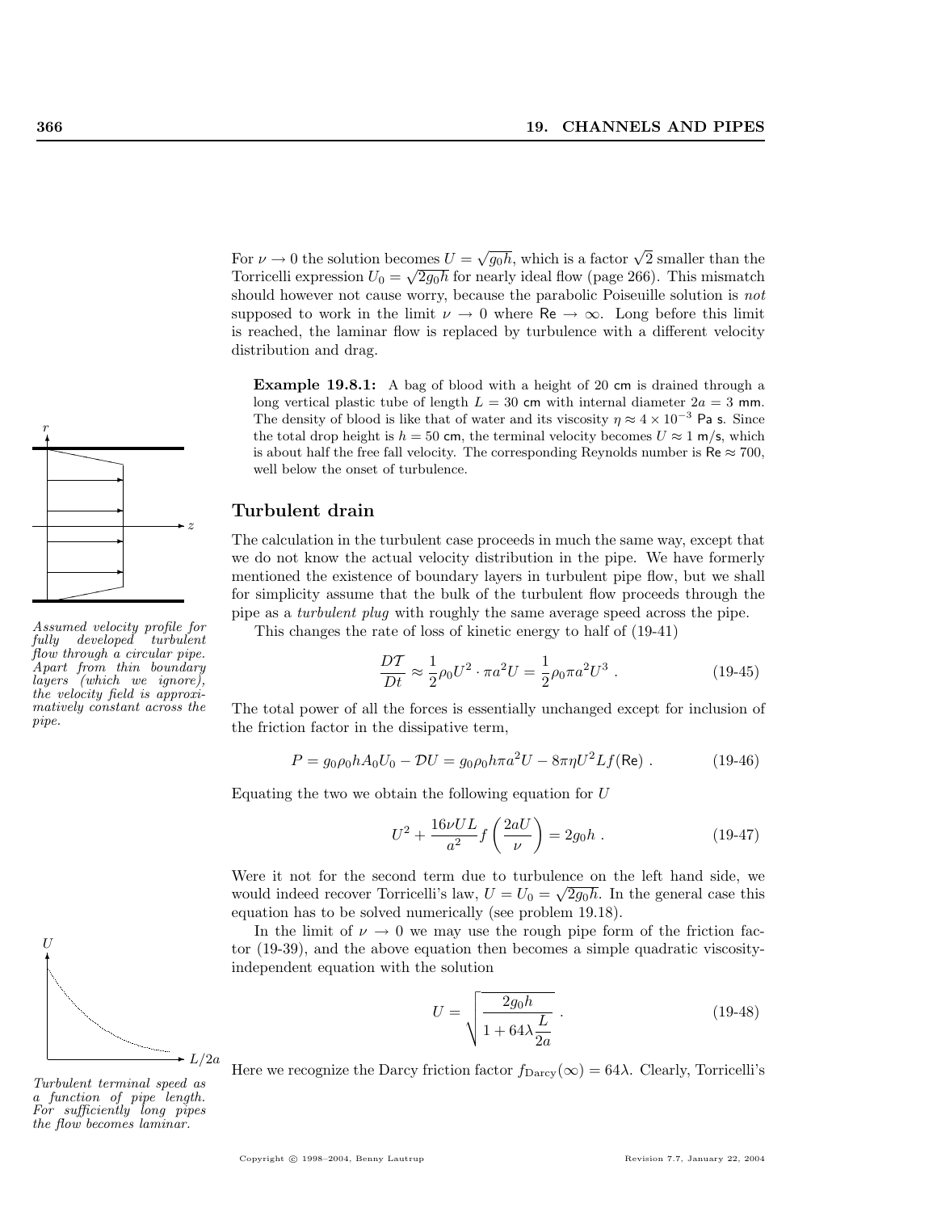For $\nu \to 0$ the solution becomes $U = \sqrt{g_0 h}$, which is a factor $\sqrt{2}$ smaller than the Torricelli expression $U_0 = \sqrt{2g_0 h}$ for nearly ideal flow (page 266). This mismatch should however not cause worry, because the parabolic Poiseuille solution is *not* supposed to work in the limit $\nu \to 0$ where $\mathsf{Re} \to \infty$. Long before this limit is reached, the laminar flow is replaced by turbulence with a different velocity distribution and drag.

> **Example 19.8.1:** A bag of blood with a height of 20 cm is drained through a long vertical plastic tube of length $L = 30$ cm with internal diameter $2a = 3$ mm. The density of blood is like that of water and its viscosity $\eta \approx 4 \times 10^{-3}$ Pa s. Since the total drop height is $h = 50$ cm, the terminal velocity becomes $U \approx 1$ m/s, which is about half the free fall velocity. The corresponding Reynolds number is $\mathsf{Re} \approx 700$, well below the onset of turbulence.

## Turbulent drain

The calculation in the turbulent case proceeds in much the same way, except that we do not know the actual velocity distribution in the pipe. We have formerly mentioned the existence of boundary layers in turbulent pipe flow, but we shall for simplicity assume that the bulk of the turbulent flow proceeds through the pipe as a *turbulent plug* with roughly the same average speed across the pipe.

*Assumed velocity profile for fully developed turbulent flow through a circular pipe. Apart from thin boundary layers (which we ignore), the velocity field is approximatively constant across the pipe.*

This changes the rate of loss of kinetic energy to half of (19-41)

$$\frac{D\mathcal{T}}{Dt} \approx \frac{1}{2}\rho_0 U^2 \cdot \pi a^2 U = \frac{1}{2}\rho_0 \pi a^2 U^3 \; . \tag{19-45}$$

The total power of all the forces is essentially unchanged except for inclusion of the friction factor in the dissipative term,

$$P = g_0 \rho_0 h A_0 U_0 - \mathcal{D}U = g_0 \rho_0 h \pi a^2 U - 8\pi\eta U^2 L f(\mathsf{Re}) \; . \tag{19-46}$$

Equating the two we obtain the following equation for $U$

$$U^2 + \frac{16\nu U L}{a^2} f\left(\frac{2aU}{\nu}\right) = 2g_0 h \; . \tag{19-47}$$

Were it not for the second term due to turbulence on the left hand side, we would indeed recover Torricelli's law, $U = U_0 = \sqrt{2g_0 h}$. In the general case this equation has to be solved numerically (see problem 19.18).

In the limit of $\nu \to 0$ we may use the rough pipe form of the friction factor (19-39), and the above equation then becomes a simple quadratic viscosity-independent equation with the solution

$$U = \sqrt{\frac{2g_0 h}{1 + 64\lambda \dfrac{L}{2a}}} \; . \tag{19-48}$$

*Turbulent terminal speed as a function of pipe length. For sufficiently long pipes the flow becomes laminar.*

Here we recognize the Darcy friction factor $f_{\text{Darcy}}(\infty) = 64\lambda$. Clearly, Torricelli's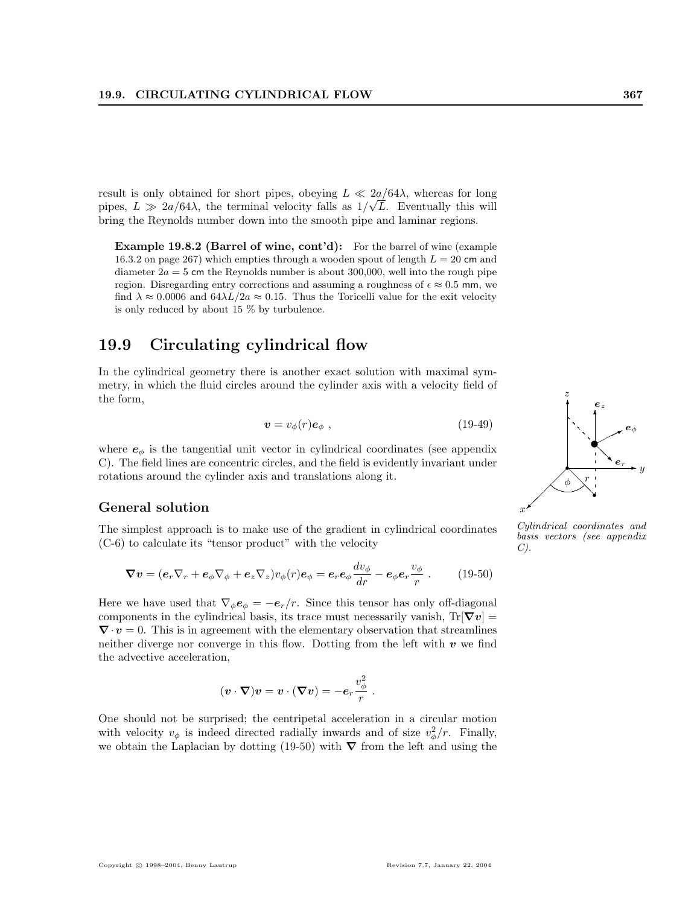result is only obtained for short pipes, obeying $L \ll 2a/64\lambda$, whereas for long pipes, $L \gg 2a/64\lambda$, the terminal velocity falls as $1/\sqrt{L}$. Eventually this will bring the Reynolds number down into the smooth pipe and laminar regions.

**Example 19.8.2 (Barrel of wine, cont'd):** For the barrel of wine (example 16.3.2 on page 267) which empties through a wooden spout of length $L = 20$ cm and diameter $2a = 5$ cm the Reynolds number is about 300,000, well into the rough pipe region. Disregarding entry corrections and assuming a roughness of $\epsilon \approx 0.5$ mm, we find $\lambda \approx 0.0006$ and $64\lambda L/2a \approx 0.15$. Thus the Toricelli value for the exit velocity is only reduced by about 15 % by turbulence.

## 19.9 Circulating cylindrical flow

In the cylindrical geometry there is another exact solution with maximal symmetry, in which the fluid circles around the cylinder axis with a velocity field of the form,

$$\boldsymbol{v} = v_\phi(r)\boldsymbol{e}_\phi \;, \tag{19-49}$$

where $\boldsymbol{e}_\phi$ is the tangential unit vector in cylindrical coordinates (see appendix C). The field lines are concentric circles, and the field is evidently invariant under rotations around the cylinder axis and translations along it.

*Cylindrical coordinates and basis vectors (see appendix C).*

### General solution

The simplest approach is to make use of the gradient in cylindrical coordinates (C-6) to calculate its "tensor product" with the velocity

$$\boldsymbol{\nabla v} = (\boldsymbol{e}_r \nabla_r + \boldsymbol{e}_\phi \nabla_\phi + \boldsymbol{e}_z \nabla_z) v_\phi(r)\boldsymbol{e}_\phi = \boldsymbol{e}_r \boldsymbol{e}_\phi \frac{dv_\phi}{dr} - \boldsymbol{e}_\phi \boldsymbol{e}_r \frac{v_\phi}{r} \;. \tag{19-50}$$

Here we have used that $\nabla_\phi \boldsymbol{e}_\phi = -\boldsymbol{e}_r/r$. Since this tensor has only off-diagonal components in the cylindrical basis, its trace must necessarily vanish, $\mathrm{Tr}[\boldsymbol{\nabla v}] = \boldsymbol{\nabla} \cdot \boldsymbol{v} = 0$. This is in agreement with the elementary observation that streamlines neither diverge nor converge in this flow. Dotting from the left with $\boldsymbol{v}$ we find the advective acceleration,

$$(\boldsymbol{v} \cdot \boldsymbol{\nabla})\boldsymbol{v} = \boldsymbol{v} \cdot (\boldsymbol{\nabla v}) = -\boldsymbol{e}_r \frac{v_\phi^2}{r} \;.$$

One should not be surprised; the centripetal acceleration in a circular motion with velocity $v_\phi$ is indeed directed radially inwards and of size $v_\phi^2/r$. Finally, we obtain the Laplacian by dotting (19-50) with $\boldsymbol{\nabla}$ from the left and using the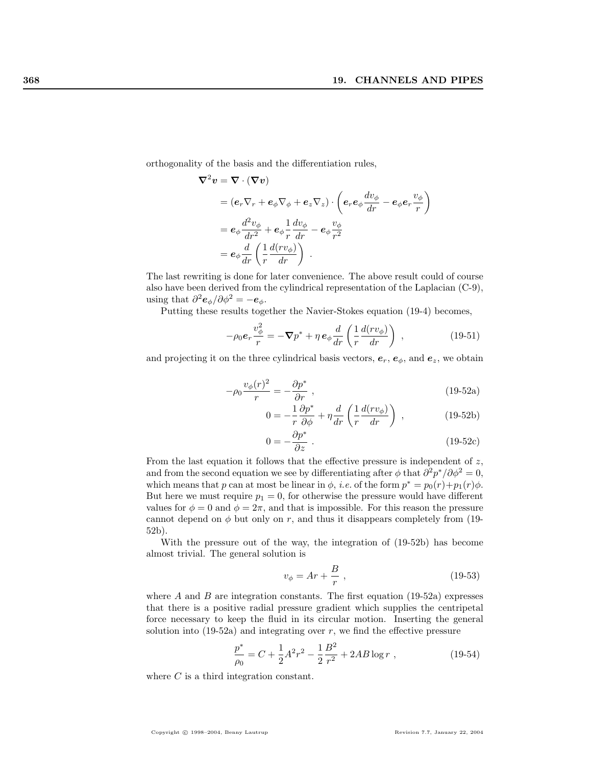orthogonality of the basis and the differentiation rules,

$$
\begin{aligned}
\boldsymbol{\nabla}^2 \boldsymbol{v} &= \boldsymbol{\nabla} \cdot (\boldsymbol{\nabla} \boldsymbol{v}) \\
&= (\boldsymbol{e}_r \nabla_r + \boldsymbol{e}_\phi \nabla_\phi + \boldsymbol{e}_z \nabla_z) \cdot \left( \boldsymbol{e}_r \boldsymbol{e}_\phi \frac{dv_\phi}{dr} - \boldsymbol{e}_\phi \boldsymbol{e}_r \frac{v_\phi}{r} \right) \\
&= \boldsymbol{e}_\phi \frac{d^2 v_\phi}{dr^2} + \boldsymbol{e}_\phi \frac{1}{r} \frac{dv_\phi}{dr} - \boldsymbol{e}_\phi \frac{v_\phi}{r^2} \\
&= \boldsymbol{e}_\phi \frac{d}{dr} \left( \frac{1}{r} \frac{d(r v_\phi)}{dr} \right) \ .
\end{aligned}
$$

The last rewriting is done for later convenience. The above result could of course also have been derived from the cylindrical representation of the Laplacian (C-9), using that $\partial^2 \boldsymbol{e}_\phi / \partial \phi^2 = -\boldsymbol{e}_\phi$.

Putting these results together the Navier-Stokes equation (19-4) becomes,

$$
-\rho_0 \boldsymbol{e}_r \frac{v_\phi^2}{r} = -\boldsymbol{\nabla} p^* + \eta \, \boldsymbol{e}_\phi \frac{d}{dr} \left( \frac{1}{r} \frac{d(r v_\phi)}{dr} \right) \ , \tag{19-51}
$$

and projecting it on the three cylindrical basis vectors, $\boldsymbol{e}_r$, $\boldsymbol{e}_\phi$, and $\boldsymbol{e}_z$, we obtain

$$
-\rho_0 \frac{v_\phi(r)^2}{r} = -\frac{\partial p^*}{\partial r} \ , \tag{19-52a}
$$

$$
0 = -\frac{1}{r} \frac{\partial p^*}{\partial \phi} + \eta \frac{d}{dr} \left( \frac{1}{r} \frac{d(r v_\phi)}{dr} \right) \ , \tag{19-52b}
$$

$$
0 = -\frac{\partial p^*}{\partial z} \ . \tag{19-52c}
$$

From the last equation it follows that the effective pressure is independent of $z$, and from the second equation we see by differentiating after $\phi$ that $\partial^2 p^* / \partial \phi^2 = 0$, which means that $p$ can at most be linear in $\phi$, *i.e.* of the form $p^* = p_0(r) + p_1(r)\phi$. But here we must require $p_1 = 0$, for otherwise the pressure would have different values for $\phi = 0$ and $\phi = 2\pi$, and that is impossible. For this reason the pressure cannot depend on $\phi$ but only on $r$, and thus it disappears completely from (19-52b).

With the pressure out of the way, the integration of (19-52b) has become almost trivial. The general solution is

$$
v_\phi = Ar + \frac{B}{r} \ , \tag{19-53}
$$

where $A$ and $B$ are integration constants. The first equation (19-52a) expresses that there is a positive radial pressure gradient which supplies the centripetal force necessary to keep the fluid in its circular motion. Inserting the general solution into (19-52a) and integrating over $r$, we find the effective pressure

$$
\frac{p^*}{\rho_0} = C + \frac{1}{2} A^2 r^2 - \frac{1}{2} \frac{B^2}{r^2} + 2AB \log r \ , \tag{19-54}
$$

where $C$ is a third integration constant.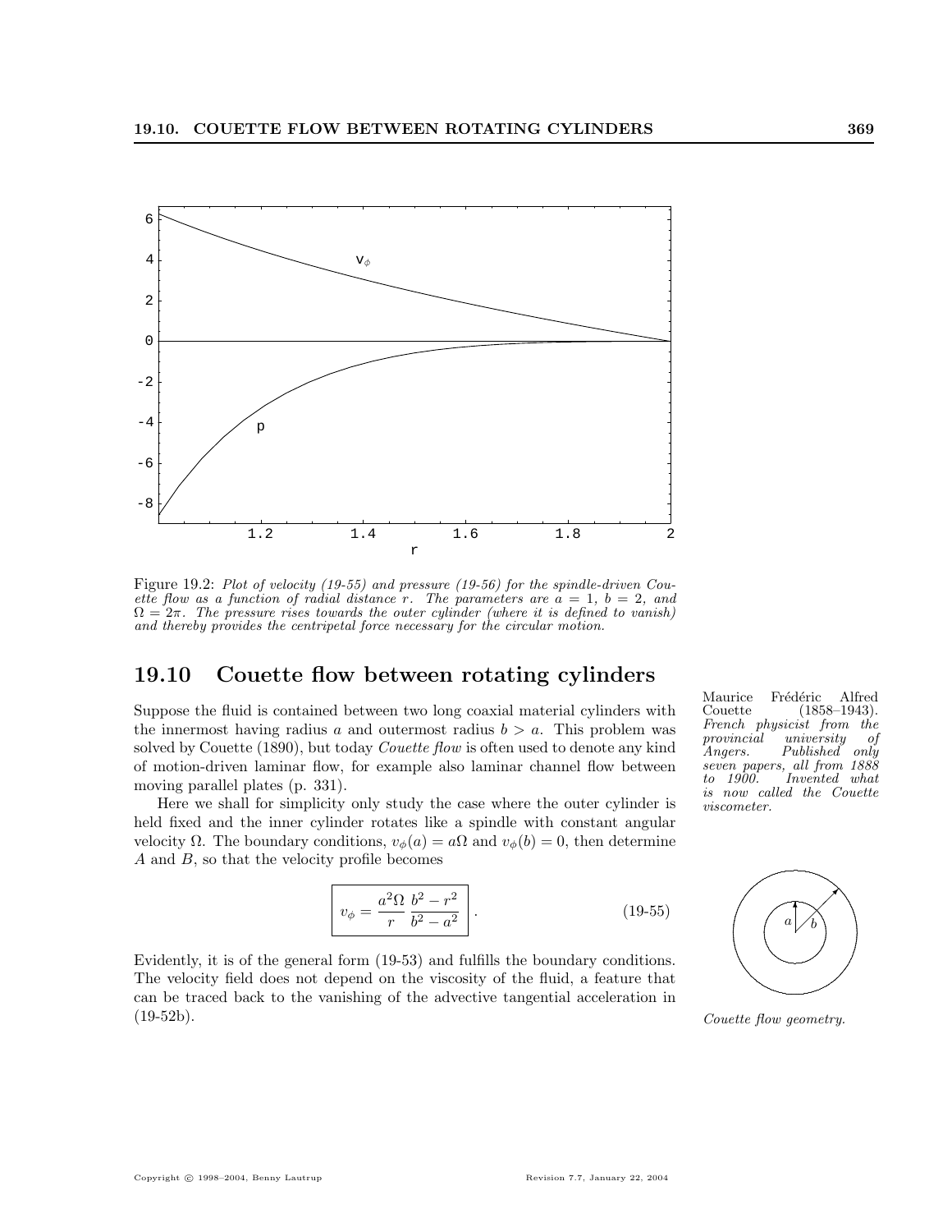Figure 19.2: *Plot of velocity (19-55) and pressure (19-56) for the spindle-driven Couette flow as a function of radial distance $r$. The parameters are $a = 1$, $b = 2$, and $\Omega = 2\pi$. The pressure rises towards the outer cylinder (where it is defined to vanish) and thereby provides the centripetal force necessary for the circular motion.*

## 19.10 Couette flow between rotating cylinders

Suppose the fluid is contained between two long coaxial material cylinders with the innermost having radius $a$ and outermost radius $b > a$. This problem was solved by Couette (1890), but today *Couette flow* is often used to denote any kind of motion-driven laminar flow, for example also laminar channel flow between moving parallel plates (p. 331).

Maurice Frédéric Alfred Couette (1858–1943). *French physicist from the provincial university of Angers. Published only seven papers, all from 1888 to 1900. Invented what is now called the Couette viscometer.*

Here we shall for simplicity only study the case where the outer cylinder is held fixed and the inner cylinder rotates like a spindle with constant angular velocity $\Omega$. The boundary conditions, $v_\phi(a) = a\Omega$ and $v_\phi(b) = 0$, then determine $A$ and $B$, so that the velocity profile becomes

$$
\boxed{v_\phi = \frac{a^2\Omega}{r} \, \frac{b^2 - r^2}{b^2 - a^2}} \, . \tag{19-55}
$$

*Couette flow geometry.*

Evidently, it is of the general form (19-53) and fulfills the boundary conditions. The velocity field does not depend on the viscosity of the fluid, a feature that can be traced back to the vanishing of the advective tangential acceleration in (19-52b).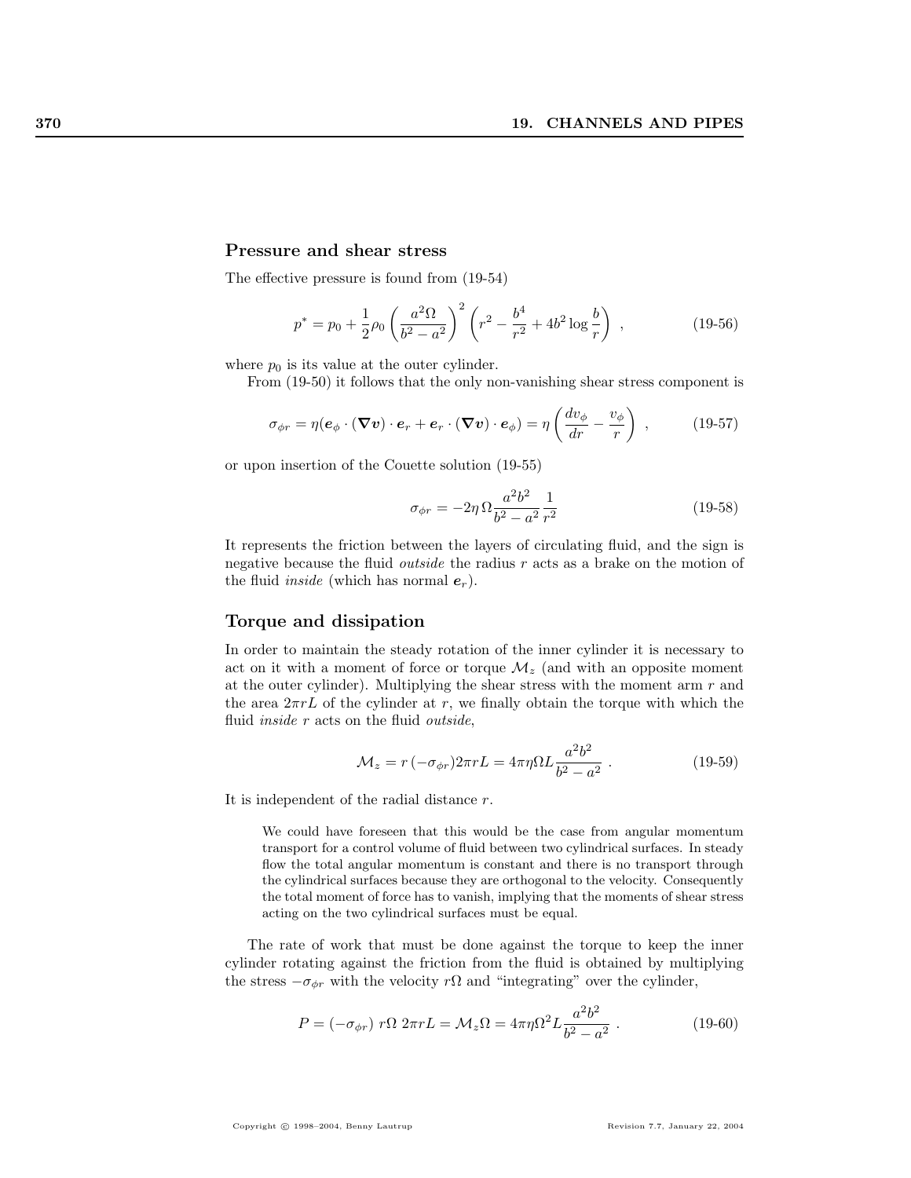### Pressure and shear stress

The effective pressure is found from (19-54)

$$p^* = p_0 + \frac{1}{2}\rho_0 \left(\frac{a^2\Omega}{b^2 - a^2}\right)^2 \left(r^2 - \frac{b^4}{r^2} + 4b^2 \log\frac{b}{r}\right) \ , \tag{19-56}$$

where $p_0$ is its value at the outer cylinder.

From (19-50) it follows that the only non-vanishing shear stress component is

$$\sigma_{\phi r} = \eta(\boldsymbol{e}_\phi \cdot (\boldsymbol{\nabla}\boldsymbol{v}) \cdot \boldsymbol{e}_r + \boldsymbol{e}_r \cdot (\boldsymbol{\nabla}\boldsymbol{v}) \cdot \boldsymbol{e}_\phi) = \eta\left(\frac{dv_\phi}{dr} - \frac{v_\phi}{r}\right) \ , \tag{19-57}$$

or upon insertion of the Couette solution (19-55)

$$\sigma_{\phi r} = -2\eta\,\Omega \frac{a^2b^2}{b^2 - a^2}\frac{1}{r^2} \tag{19-58}$$

It represents the friction between the layers of circulating fluid, and the sign is negative because the fluid *outside* the radius $r$ acts as a brake on the motion of the fluid *inside* (which has normal $\boldsymbol{e}_r$).

### Torque and dissipation

In order to maintain the steady rotation of the inner cylinder it is necessary to act on it with a moment of force or torque $\mathcal{M}_z$ (and with an opposite moment at the outer cylinder). Multiplying the shear stress with the moment arm $r$ and the area $2\pi rL$ of the cylinder at $r$, we finally obtain the torque with which the fluid *inside* $r$ acts on the fluid *outside*,

$$\mathcal{M}_z = r\,(-\sigma_{\phi r})2\pi rL = 4\pi\eta\Omega L\frac{a^2b^2}{b^2 - a^2} \ . \tag{19-59}$$

It is independent of the radial distance $r$.

> We could have foreseen that this would be the case from angular momentum transport for a control volume of fluid between two cylindrical surfaces. In steady flow the total angular momentum is constant and there is no transport through the cylindrical surfaces because they are orthogonal to the velocity. Consequently the total moment of force has to vanish, implying that the moments of shear stress acting on the two cylindrical surfaces must be equal.

The rate of work that must be done against the torque to keep the inner cylinder rotating against the friction from the fluid is obtained by multiplying the stress $-\sigma_{\phi r}$ with the velocity $r\Omega$ and "integrating" over the cylinder,

$$P = (-\sigma_{\phi r})\ r\Omega\ 2\pi rL = \mathcal{M}_z\Omega = 4\pi\eta\Omega^2 L\frac{a^2b^2}{b^2 - a^2} \ . \tag{19-60}$$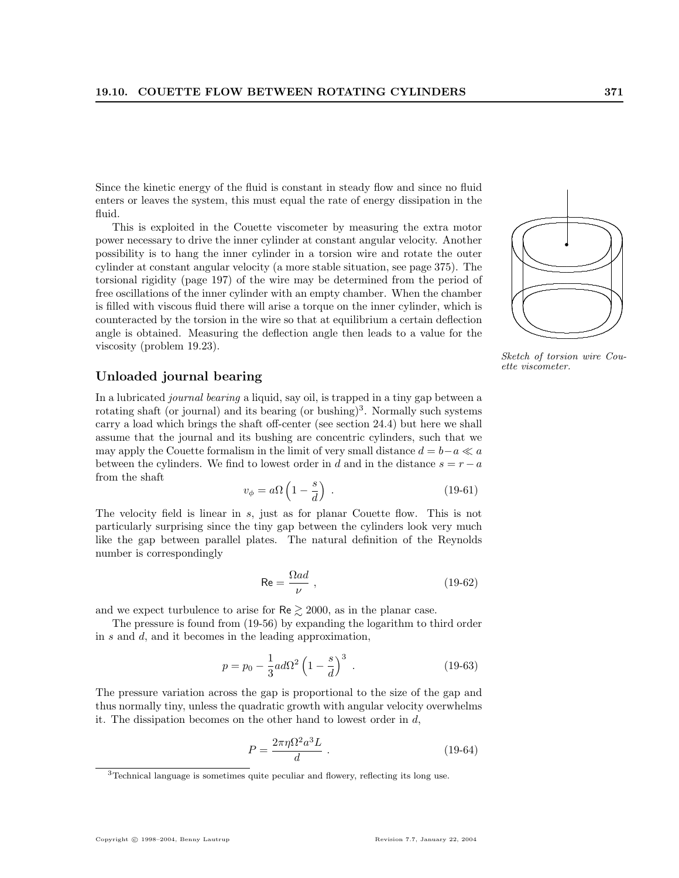Since the kinetic energy of the fluid is constant in steady flow and since no fluid enters or leaves the system, this must equal the rate of energy dissipation in the fluid.

This is exploited in the Couette viscometer by measuring the extra motor power necessary to drive the inner cylinder at constant angular velocity. Another possibility is to hang the inner cylinder in a torsion wire and rotate the outer cylinder at constant angular velocity (a more stable situation, see page 375). The torsional rigidity (page 197) of the wire may be determined from the period of free oscillations of the inner cylinder with an empty chamber. When the chamber is filled with viscous fluid there will arise a torque on the inner cylinder, which is counteracted by the torsion in the wire so that at equilibrium a certain deflection angle is obtained. Measuring the deflection angle then leads to a value for the viscosity (problem 19.23).

*Sketch of torsion wire Couette viscometer.*

## Unloaded journal bearing

In a lubricated *journal bearing* a liquid, say oil, is trapped in a tiny gap between a rotating shaft (or journal) and its bearing (or bushing)[3]. Normally such systems carry a load which brings the shaft off-center (see section 24.4) but here we shall assume that the journal and its bushing are concentric cylinders, such that we may apply the Couette formalism in the limit of very small distance $d = b - a \ll a$ between the cylinders. We find to lowest order in $d$ and in the distance $s = r - a$ from the shaft

$$v_\phi = a\Omega \left(1 - \frac{s}{d}\right) \ . \tag{19-61}$$

The velocity field is linear in $s$, just as for planar Couette flow. This is not particularly surprising since the tiny gap between the cylinders look very much like the gap between parallel plates. The natural definition of the Reynolds number is correspondingly

$$\mathsf{Re} = \frac{\Omega a d}{\nu} \ , \tag{19-62}$$

and we expect turbulence to arise for $\mathsf{Re} \gtrsim 2000$, as in the planar case.

The pressure is found from (19-56) by expanding the logarithm to third order in $s$ and $d$, and it becomes in the leading approximation,

$$p = p_0 - \frac{1}{3} a d \Omega^2 \left(1 - \frac{s}{d}\right)^3 \ . \tag{19-63}$$

The pressure variation across the gap is proportional to the size of the gap and thus normally tiny, unless the quadratic growth with angular velocity overwhelms it. The dissipation becomes on the other hand to lowest order in $d$,

$$P = \frac{2\pi\eta\Omega^2 a^3 L}{d} \ . \tag{19-64}$$

[3] Technical language is sometimes quite peculiar and flowery, reflecting its long use.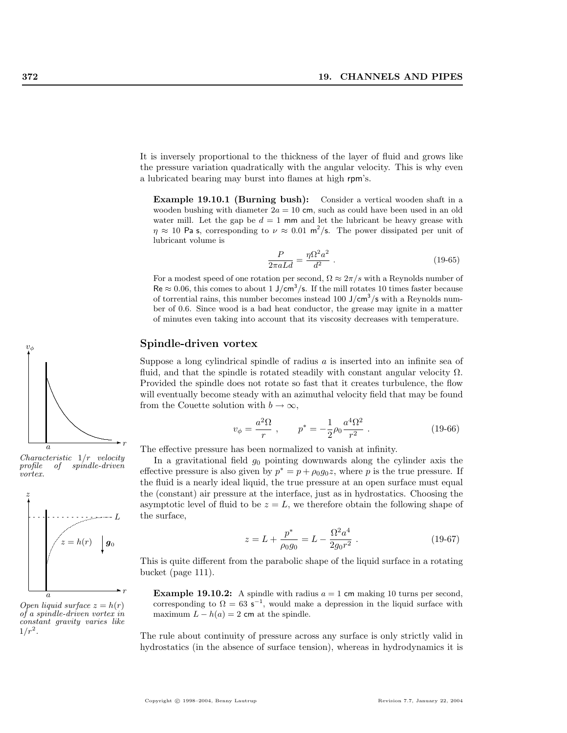It is inversely proportional to the thickness of the layer of fluid and grows like the pressure variation quadratically with the angular velocity. This is why even a lubricated bearing may burst into flames at high rpm's.

**Example 19.10.1 (Burning bush):** Consider a vertical wooden shaft in a wooden bushing with diameter $2a = 10$ cm, such as could have been used in an old water mill. Let the gap be $d = 1$ mm and let the lubricant be heavy grease with $\eta \approx 10$ Pa s, corresponding to $\nu \approx 0.01$ m$^2$/s. The power dissipated per unit of lubricant volume is

$$\frac{P}{2\pi a L d} = \frac{\eta \Omega^2 a^2}{d^2} \ . \tag{19-65}$$

For a modest speed of one rotation per second, $\Omega \approx 2\pi/s$ with a Reynolds number of $\mathrm{Re} \approx 0.06$, this comes to about 1 J/cm$^3$/s. If the mill rotates 10 times faster because of torrential rains, this number becomes instead 100 J/cm$^3$/s with a Reynolds number of 0.6. Since wood is a bad heat conductor, the grease may ignite in a matter of minutes even taking into account that its viscosity decreases with temperature.

## Spindle-driven vortex

Suppose a long cylindrical spindle of radius $a$ is inserted into an infinite sea of fluid, and that the spindle is rotated steadily with constant angular velocity $\Omega$. Provided the spindle does not rotate so fast that it creates turbulence, the flow will eventually become steady with an azimuthal velocity field that may be found from the Couette solution with $b \to \infty$,

$$v_\phi = \frac{a^2 \Omega}{r} \ , \qquad p^* = -\frac{1}{2}\rho_0 \frac{a^4 \Omega^2}{r^2} \ . \tag{19-66}$$

*Characteristic $1/r$ velocity profile of spindle-driven vortex.*

The effective pressure has been normalized to vanish at infinity.

In a gravitational field $g_0$ pointing downwards along the cylinder axis the effective pressure is also given by $p^* = p + \rho_0 g_0 z$, where $p$ is the true pressure. If the fluid is a nearly ideal liquid, the true pressure at an open surface must equal the (constant) air pressure at the interface, just as in hydrostatics. Choosing the asymptotic level of fluid to be $z = L$, we therefore obtain the following shape of the surface,

$$z = L + \frac{p^*}{\rho_0 g_0} = L - \frac{\Omega^2 a^4}{2 g_0 r^2} \ . \tag{19-67}$$

This is quite different from the parabolic shape of the liquid surface in a rotating bucket (page 111).

*Open liquid surface $z = h(r)$ of a spindle-driven vortex in constant gravity varies like $1/r^2$.*

**Example 19.10.2:** A spindle with radius $a = 1$ cm making 10 turns per second, corresponding to $\Omega = 63$ s$^{-1}$, would make a depression in the liquid surface with maximum $L - h(a) = 2$ cm at the spindle.

The rule about continuity of pressure across any surface is only strictly valid in hydrostatics (in the absence of surface tension), whereas in hydrodynamics it is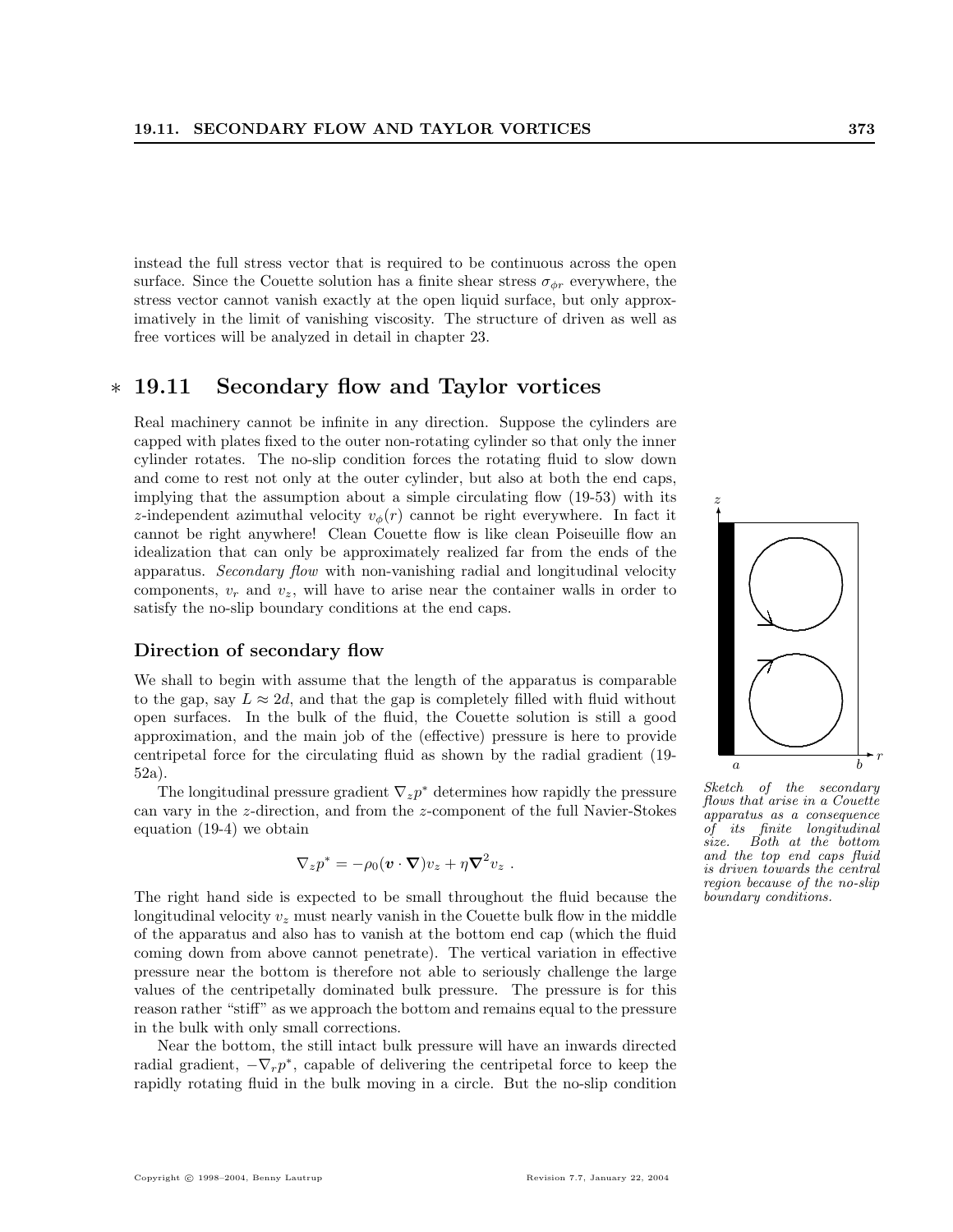instead the full stress vector that is required to be continuous across the open surface. Since the Couette solution has a finite shear stress $\sigma_{\phi r}$ everywhere, the stress vector cannot vanish exactly at the open liquid surface, but only approximatively in the limit of vanishing viscosity. The structure of driven as well as free vortices will be analyzed in detail in chapter 23.

## ∗ 19.11 Secondary flow and Taylor vortices

Real machinery cannot be infinite in any direction. Suppose the cylinders are capped with plates fixed to the outer non-rotating cylinder so that only the inner cylinder rotates. The no-slip condition forces the rotating fluid to slow down and come to rest not only at the outer cylinder, but also at both the end caps, implying that the assumption about a simple circulating flow (19-53) with its $z$-independent azimuthal velocity $v_\phi(r)$ cannot be right everywhere. In fact it cannot be right anywhere! Clean Couette flow is like clean Poiseuille flow an idealization that can only be approximately realized far from the ends of the apparatus. *Secondary flow* with non-vanishing radial and longitudinal velocity components, $v_r$ and $v_z$, will have to arise near the container walls in order to satisfy the no-slip boundary conditions at the end caps.

*Sketch of the secondary flows that arise in a Couette apparatus as a consequence of its finite longitudinal size. Both at the bottom and the top end caps fluid is driven towards the central region because of the no-slip boundary conditions.*

### Direction of secondary flow

We shall to begin with assume that the length of the apparatus is comparable to the gap, say $L \approx 2d$, and that the gap is completely filled with fluid without open surfaces. In the bulk of the fluid, the Couette solution is still a good approximation, and the main job of the (effective) pressure is here to provide centripetal force for the circulating fluid as shown by the radial gradient (19-52a).

The longitudinal pressure gradient $\nabla_z p^*$ determines how rapidly the pressure can vary in the $z$-direction, and from the $z$-component of the full Navier-Stokes equation (19-4) we obtain

$$\nabla_z p^* = -\rho_0 (\boldsymbol{v} \cdot \boldsymbol{\nabla}) v_z + \eta \boldsymbol{\nabla}^2 v_z \ .$$

The right hand side is expected to be small throughout the fluid because the longitudinal velocity $v_z$ must nearly vanish in the Couette bulk flow in the middle of the apparatus and also has to vanish at the bottom end cap (which the fluid coming down from above cannot penetrate). The vertical variation in effective pressure near the bottom is therefore not able to seriously challenge the large values of the centripetally dominated bulk pressure. The pressure is for this reason rather "stiff" as we approach the bottom and remains equal to the pressure in the bulk with only small corrections.

Near the bottom, the still intact bulk pressure will have an inwards directed radial gradient, $-\nabla_r p^*$, capable of delivering the centripetal force to keep the rapidly rotating fluid in the bulk moving in a circle. But the no-slip condition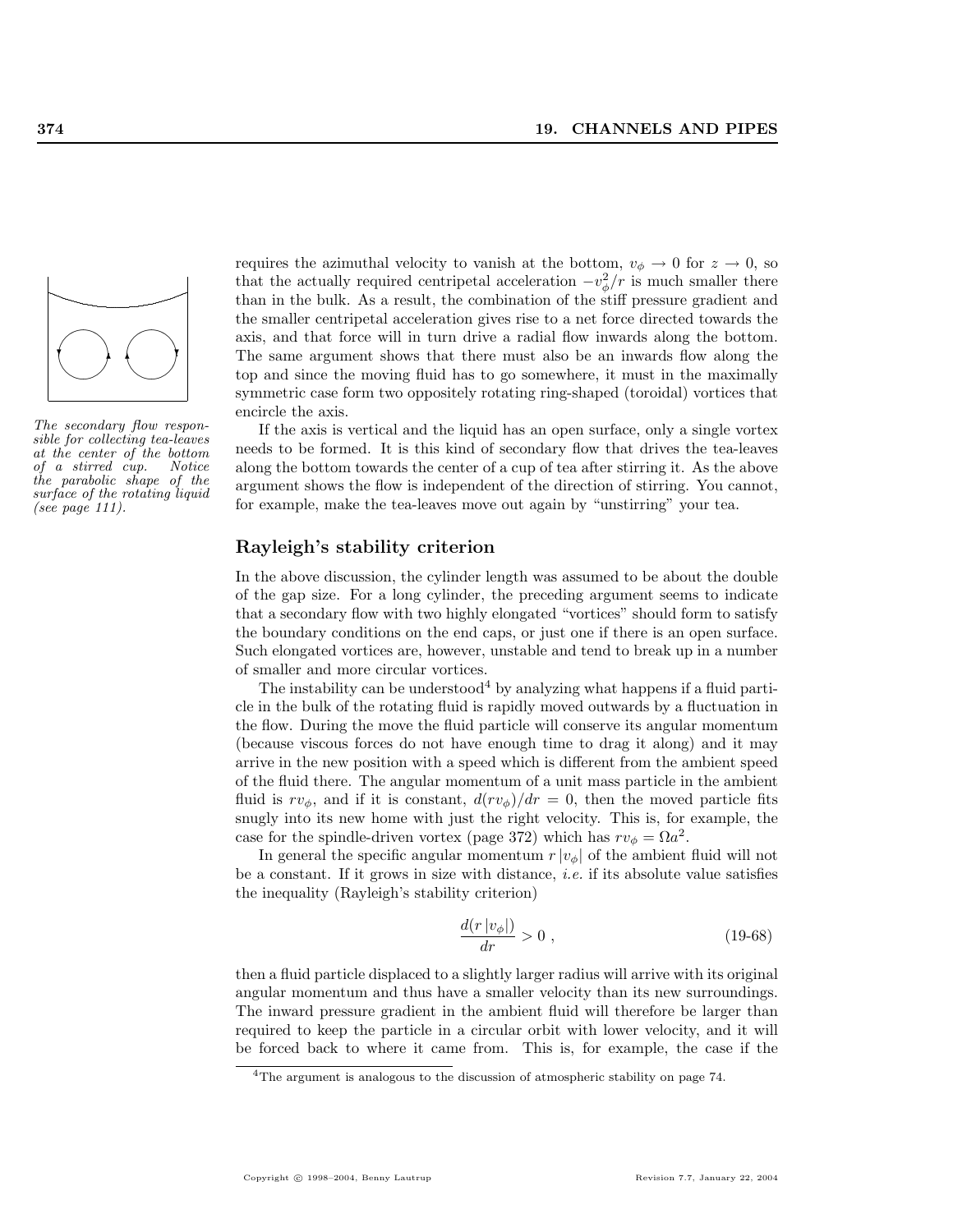requires the azimuthal velocity to vanish at the bottom, $v_\phi \to 0$ for $z \to 0$, so that the actually required centripetal acceleration $-v_\phi^2/r$ is much smaller there than in the bulk. As a result, the combination of the stiff pressure gradient and the smaller centripetal acceleration gives rise to a net force directed towards the axis, and that force will in turn drive a radial flow inwards along the bottom. The same argument shows that there must also be an inwards flow along the top and since the moving fluid has to go somewhere, it must in the maximally symmetric case form two oppositely rotating ring-shaped (toroidal) vortices that encircle the axis.

*The secondary flow responsible for collecting tea-leaves at the center of the bottom of a stirred cup. Notice the parabolic shape of the surface of the rotating liquid (see page 111).*

If the axis is vertical and the liquid has an open surface, only a single vortex needs to be formed. It is this kind of secondary flow that drives the tea-leaves along the bottom towards the center of a cup of tea after stirring it. As the above argument shows the flow is independent of the direction of stirring. You cannot, for example, make the tea-leaves move out again by "unstirring" your tea.

## Rayleigh's stability criterion

In the above discussion, the cylinder length was assumed to be about the double of the gap size. For a long cylinder, the preceding argument seems to indicate that a secondary flow with two highly elongated "vortices" should form to satisfy the boundary conditions on the end caps, or just one if there is an open surface. Such elongated vortices are, however, unstable and tend to break up in a number of smaller and more circular vortices.

The instability can be understood[4] by analyzing what happens if a fluid particle in the bulk of the rotating fluid is rapidly moved outwards by a fluctuation in the flow. During the move the fluid particle will conserve its angular momentum (because viscous forces do not have enough time to drag it along) and it may arrive in the new position with a speed which is different from the ambient speed of the fluid there. The angular momentum of a unit mass particle in the ambient fluid is $rv_\phi$, and if it is constant, $d(rv_\phi)/dr = 0$, then the moved particle fits snugly into its new home with just the right velocity. This is, for example, the case for the spindle-driven vortex (page 372) which has $rv_\phi = \Omega a^2$.

In general the specific angular momentum $r\,|v_\phi|$ of the ambient fluid will not be a constant. If it grows in size with distance, *i.e.* if its absolute value satisfies the inequality (Rayleigh's stability criterion)

$$\frac{d(r\,|v_\phi|)}{dr} > 0 \; , \tag{19-68}$$

then a fluid particle displaced to a slightly larger radius will arrive with its original angular momentum and thus have a smaller velocity than its new surroundings. The inward pressure gradient in the ambient fluid will therefore be larger than required to keep the particle in a circular orbit with lower velocity, and it will be forced back to where it came from. This is, for example, the case if the

[4]The argument is analogous to the discussion of atmospheric stability on page 74.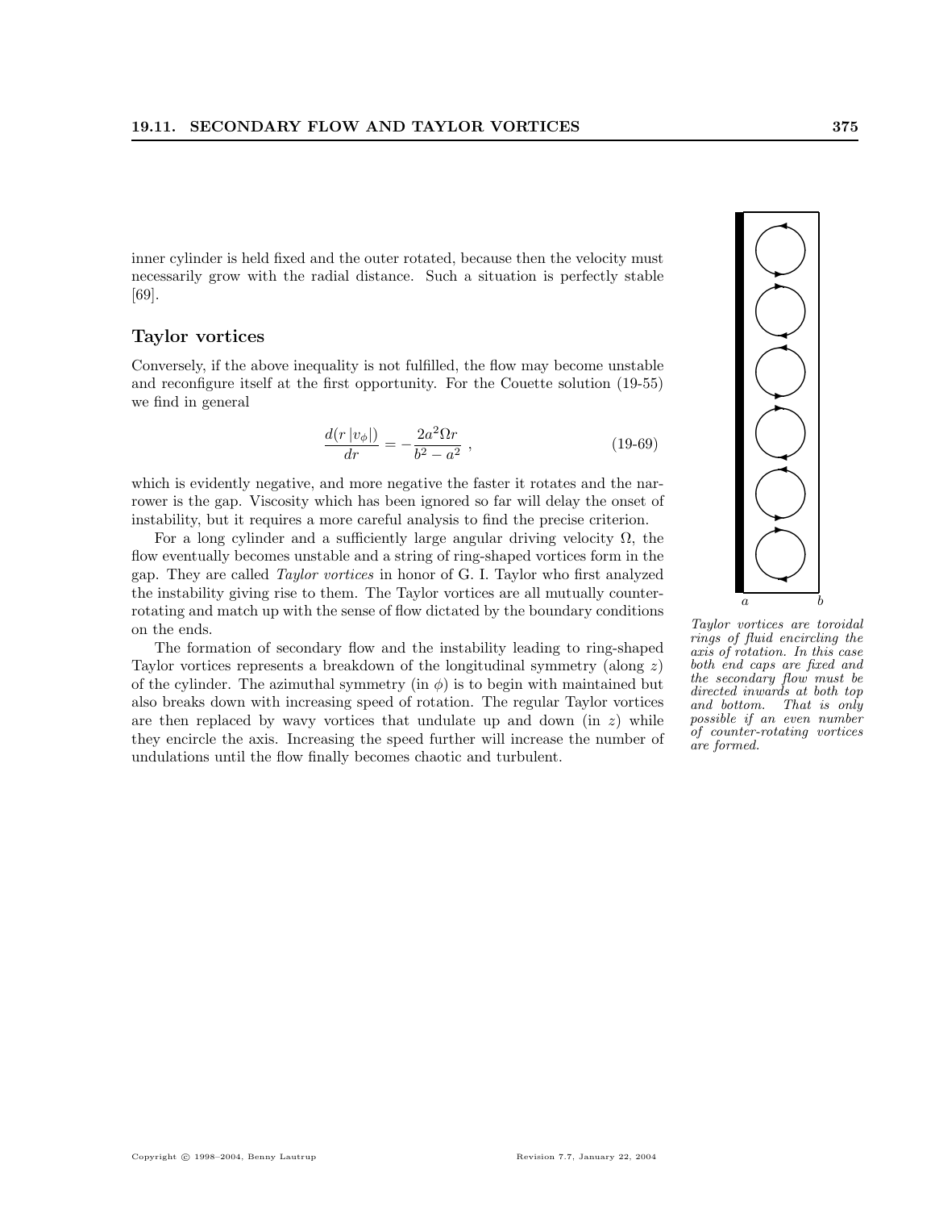inner cylinder is held fixed and the outer rotated, because then the velocity must necessarily grow with the radial distance. Such a situation is perfectly stable [69].

### Taylor vortices

Conversely, if the above inequality is not fulfilled, the flow may become unstable and reconfigure itself at the first opportunity. For the Couette solution (19-55) we find in general

$$\frac{d(r\,|v_\phi|)}{dr} = -\frac{2a^2\Omega r}{b^2 - a^2}\ , \tag{19-69}$$

which is evidently negative, and more negative the faster it rotates and the narrower is the gap. Viscosity which has been ignored so far will delay the onset of instability, but it requires a more careful analysis to find the precise criterion.

For a long cylinder and a sufficiently large angular driving velocity $\Omega$, the flow eventually becomes unstable and a string of ring-shaped vortices form in the gap. They are called *Taylor vortices* in honor of G. I. Taylor who first analyzed the instability giving rise to them. The Taylor vortices are all mutually counter-rotating and match up with the sense of flow dictated by the boundary conditions on the ends.

The formation of secondary flow and the instability leading to ring-shaped Taylor vortices represents a breakdown of the longitudinal symmetry (along $z$) of the cylinder. The azimuthal symmetry (in $\phi$) is to begin with maintained but also breaks down with increasing speed of rotation. The regular Taylor vortices are then replaced by wavy vortices that undulate up and down (in $z$) while they encircle the axis. Increasing the speed further will increase the number of undulations until the flow finally becomes chaotic and turbulent.

*Taylor vortices are toroidal rings of fluid encircling the axis of rotation. In this case both end caps are fixed and the secondary flow must be directed inwards at both top and bottom. That is only possible if an even number of counter-rotating vortices are formed.*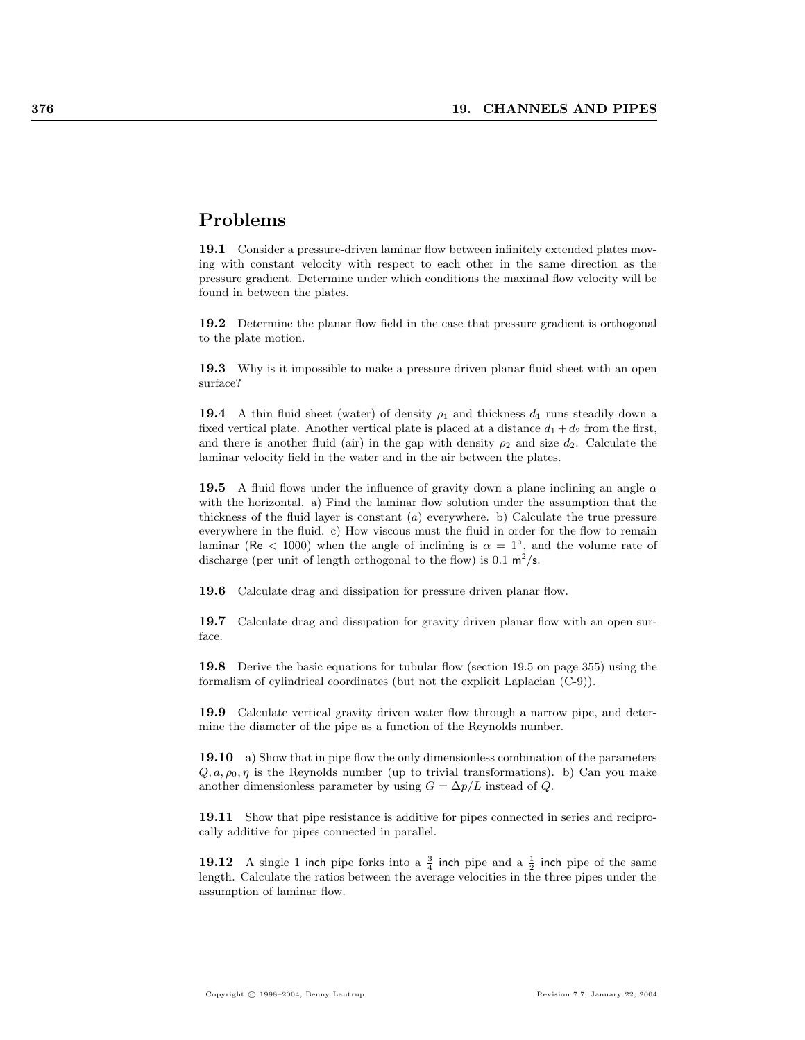# Problems

**19.1** Consider a pressure-driven laminar flow between infinitely extended plates moving with constant velocity with respect to each other in the same direction as the pressure gradient. Determine under which conditions the maximal flow velocity will be found in between the plates.

**19.2** Determine the planar flow field in the case that pressure gradient is orthogonal to the plate motion.

**19.3** Why is it impossible to make a pressure driven planar fluid sheet with an open surface?

**19.4** A thin fluid sheet (water) of density $\rho_1$ and thickness $d_1$ runs steadily down a fixed vertical plate. Another vertical plate is placed at a distance $d_1 + d_2$ from the first, and there is another fluid (air) in the gap with density $\rho_2$ and size $d_2$. Calculate the laminar velocity field in the water and in the air between the plates.

**19.5** A fluid flows under the influence of gravity down a plane inclining an angle $\alpha$ with the horizontal. a) Find the laminar flow solution under the assumption that the thickness of the fluid layer is constant ($a$) everywhere. b) Calculate the true pressure everywhere in the fluid. c) How viscous must the fluid in order for the flow to remain laminar ($\mathsf{Re} < 1000$) when the angle of inclining is $\alpha = 1^\circ$, and the volume rate of discharge (per unit of length orthogonal to the flow) is $0.1\ \mathsf{m^2/s}$.

**19.6** Calculate drag and dissipation for pressure driven planar flow.

**19.7** Calculate drag and dissipation for gravity driven planar flow with an open surface.

**19.8** Derive the basic equations for tubular flow (section 19.5 on page 355) using the formalism of cylindrical coordinates (but not the explicit Laplacian (C-9)).

**19.9** Calculate vertical gravity driven water flow through a narrow pipe, and determine the diameter of the pipe as a function of the Reynolds number.

**19.10** a) Show that in pipe flow the only dimensionless combination of the parameters $Q, a, \rho_0, \eta$ is the Reynolds number (up to trivial transformations). b) Can you make another dimensionless parameter by using $G = \Delta p/L$ instead of $Q$.

**19.11** Show that pipe resistance is additive for pipes connected in series and reciprocally additive for pipes connected in parallel.

**19.12** A single 1 inch pipe forks into a $\frac{3}{4}$ inch pipe and a $\frac{1}{2}$ inch pipe of the same length. Calculate the ratios between the average velocities in the three pipes under the assumption of laminar flow.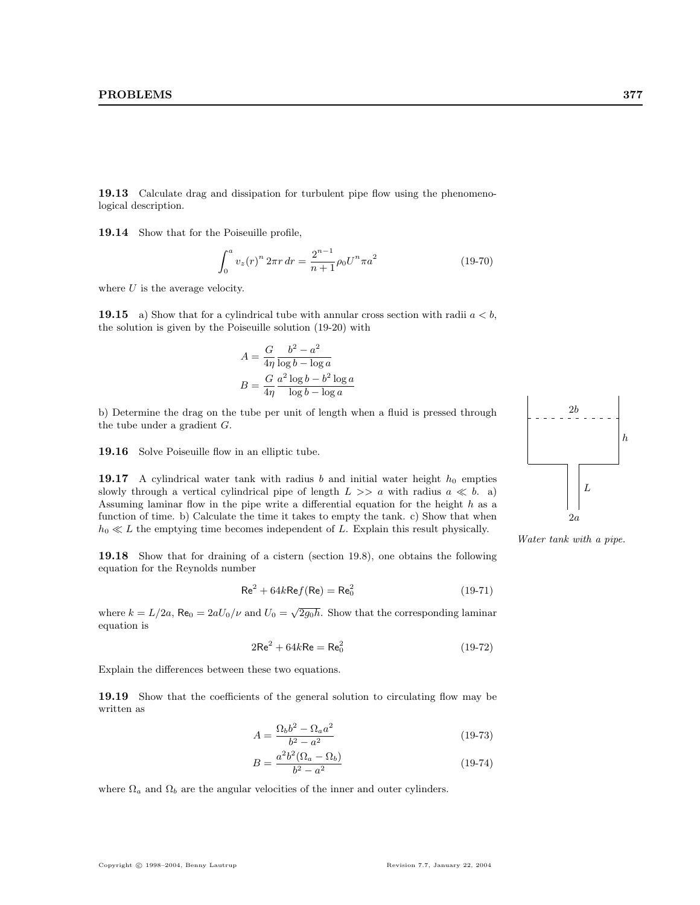**19.13** Calculate drag and dissipation for turbulent pipe flow using the phenomenological description.

**19.14** Show that for the Poiseuille profile,

$$\int_0^a v_z(r)^n \, 2\pi r \, dr = \frac{2^{n-1}}{n+1} \rho_0 U^n \pi a^2 \tag{19-70}$$

where $U$ is the average velocity.

**19.15** a) Show that for a cylindrical tube with annular cross section with radii $a < b$, the solution is given by the Poiseuille solution (19-20) with

$$A = \frac{G}{4\eta} \frac{b^2 - a^2}{\log b - \log a}$$

$$B = \frac{G}{4\eta} \frac{a^2 \log b - b^2 \log a}{\log b - \log a}$$

b) Determine the drag on the tube per unit of length when a fluid is pressed through the tube under a gradient $G$.

**19.16** Solve Poiseuille flow in an elliptic tube.

**19.17** A cylindrical water tank with radius $b$ and initial water height $h_0$ empties slowly through a vertical cylindrical pipe of length $L >> a$ with radius $a \ll b$. a) Assuming laminar flow in the pipe write a differential equation for the height $h$ as a function of time. b) Calculate the time it takes to empty the tank. c) Show that when $h_0 \ll L$ the emptying time becomes independent of $L$. Explain this result physically.

*Water tank with a pipe.*

**19.18** Show that for draining of a cistern (section 19.8), one obtains the following equation for the Reynolds number

$$\mathsf{Re}^2 + 64k\mathsf{Re}f(\mathsf{Re}) = \mathsf{Re}_0^2 \tag{19-71}$$

where $k = L/2a$, $\mathsf{Re}_0 = 2aU_0/\nu$ and $U_0 = \sqrt{2g_0h}$. Show that the corresponding laminar equation is

$$2\mathsf{Re}^2 + 64k\mathsf{Re} = \mathsf{Re}_0^2 \tag{19-72}$$

Explain the differences between these two equations.

**19.19** Show that the coefficients of the general solution to circulating flow may be written as

$$A = \frac{\Omega_b b^2 - \Omega_a a^2}{b^2 - a^2} \tag{19-73}$$

$$B = \frac{a^2 b^2 (\Omega_a - \Omega_b)}{b^2 - a^2} \tag{19-74}$$

where $\Omega_a$ and $\Omega_b$ are the angular velocities of the inner and outer cylinders.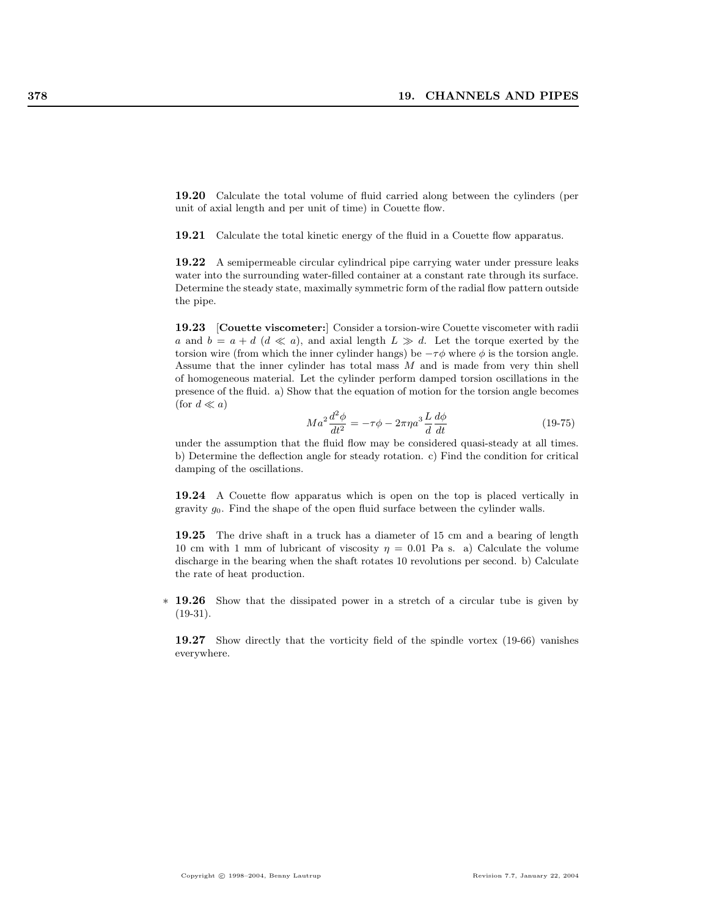**19.20** Calculate the total volume of fluid carried along between the cylinders (per unit of axial length and per unit of time) in Couette flow.

**19.21** Calculate the total kinetic energy of the fluid in a Couette flow apparatus.

**19.22** A semipermeable circular cylindrical pipe carrying water under pressure leaks water into the surrounding water-filled container at a constant rate through its surface. Determine the steady state, maximally symmetric form of the radial flow pattern outside the pipe.

**19.23** [**Couette viscometer:**] Consider a torsion-wire Couette viscometer with radii $a$ and $b = a + d$ ($d \ll a$), and axial length $L \gg d$. Let the torque exerted by the torsion wire (from which the inner cylinder hangs) be $-\tau\phi$ where $\phi$ is the torsion angle. Assume that the inner cylinder has total mass $M$ and is made from very thin shell of homogeneous material. Let the cylinder perform damped torsion oscillations in the presence of the fluid. a) Show that the equation of motion for the torsion angle becomes (for $d \ll a$)

$$Ma^2 \frac{d^2\phi}{dt^2} = -\tau\phi - 2\pi\eta a^3 \frac{L}{d}\frac{d\phi}{dt} \tag{19-75}$$

under the assumption that the fluid flow may be considered quasi-steady at all times. b) Determine the deflection angle for steady rotation. c) Find the condition for critical damping of the oscillations.

**19.24** A Couette flow apparatus which is open on the top is placed vertically in gravity $g_0$. Find the shape of the open fluid surface between the cylinder walls.

**19.25** The drive shaft in a truck has a diameter of 15 cm and a bearing of length 10 cm with 1 mm of lubricant of viscosity $\eta = 0.01$ Pa s. a) Calculate the volume discharge in the bearing when the shaft rotates 10 revolutions per second. b) Calculate the rate of heat production.

* **19.26** Show that the dissipated power in a stretch of a circular tube is given by (19-31).

**19.27** Show directly that the vorticity field of the spindle vortex (19-66) vanishes everywhere.